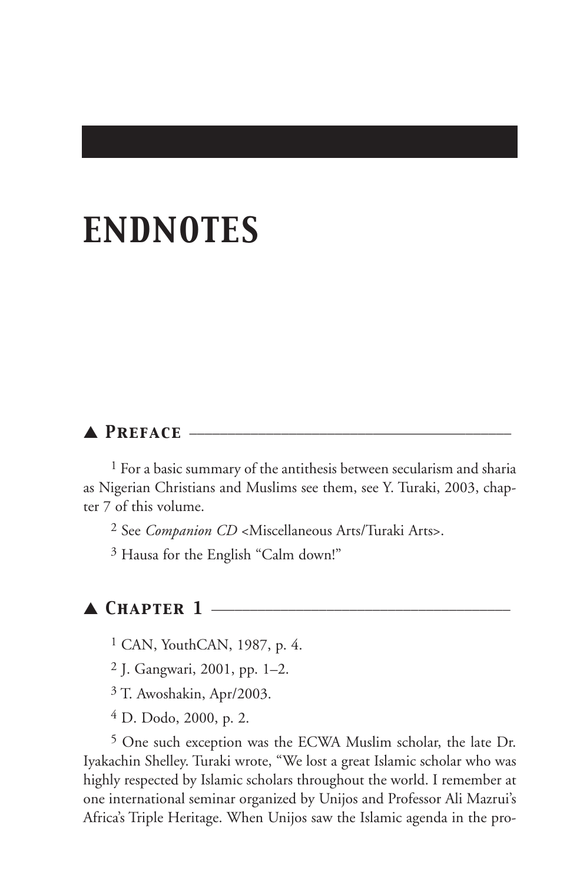# ENDNOTES

## ▲ Preface

[1] For a basic summary of the antithesis between secularism and sharia as Nigerian Christians and Muslims see them, see Y. Turaki, 2003, chapter 7 of this volume.

[2] See *Companion CD* <Miscellaneous Arts/Turaki Arts>.

[3] Hausa for the English "Calm down!"

## ▲ Chapter 1

[1] CAN, YouthCAN, 1987, p. 4.

[2] J. Gangwari, 2001, pp. 1–2.

[3] T. Awoshakin, Apr/2003.

[4] D. Dodo, 2000, p. 2.

[5] One such exception was the ECWA Muslim scholar, the late Dr. Iyakachin Shelley. Turaki wrote, "We lost a great Islamic scholar who was highly respected by Islamic scholars throughout the world. I remember at one international seminar organized by Unijos and Professor Ali Mazrui's Africa's Triple Heritage. When Unijos saw the Islamic agenda in the pro-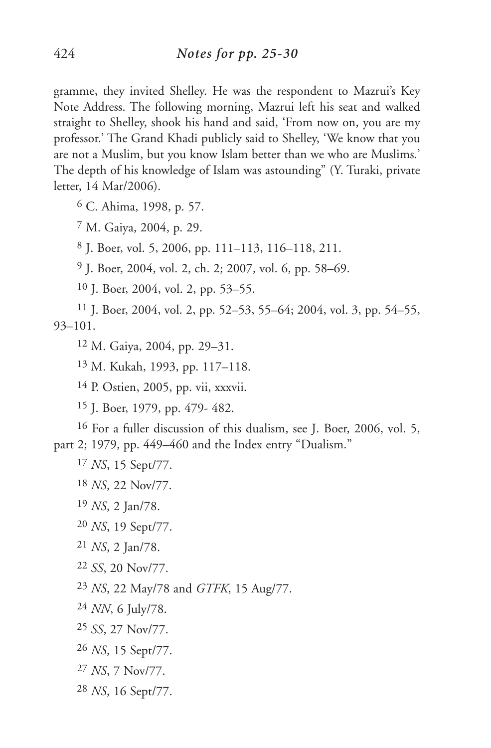gramme, they invited Shelley. He was the respondent to Mazrui's Key Note Address. The following morning, Mazrui left his seat and walked straight to Shelley, shook his hand and said, 'From now on, you are my professor.' The Grand Khadi publicly said to Shelley, 'We know that you are not a Muslim, but you know Islam better than we who are Muslims.' The depth of his knowledge of Islam was astounding" (Y. Turaki, private letter, 14 Mar/2006).

6 C. Ahima, 1998, p. 57.

7 M. Gaiya, 2004, p. 29.

8 J. Boer, vol. 5, 2006, pp. 111–113, 116–118, 211.

9 J. Boer, 2004, vol. 2, ch. 2; 2007, vol. 6, pp. 58–69.

10 J. Boer, 2004, vol. 2, pp. 53–55.

11 J. Boer, 2004, vol. 2, pp. 52–53, 55–64; 2004, vol. 3, pp. 54–55, 93–101.

12 M. Gaiya, 2004, pp. 29–31.

13 M. Kukah, 1993, pp. 117–118.

14 P. Ostien, 2005, pp. vii, xxxvii.

15 J. Boer, 1979, pp. 479- 482.

16 For a fuller discussion of this dualism, see J. Boer, 2006, vol. 5, part 2; 1979, pp. 449–460 and the Index entry "Dualism."

17 *NS*, 15 Sept/77.

18 *NS*, 22 Nov/77.

19 *NS*, 2 Jan/78.

20 *NS*, 19 Sept/77.

21 *NS*, 2 Jan/78.

22 *SS*, 20 Nov/77.

23 *NS*, 22 May/78 and *GTFK*, 15 Aug/77.

24 *NN*, 6 July/78.

25 *SS*, 27 Nov/77.

26 *NS*, 15 Sept/77.

27 *NS*, 7 Nov/77.

28 *NS*, 16 Sept/77.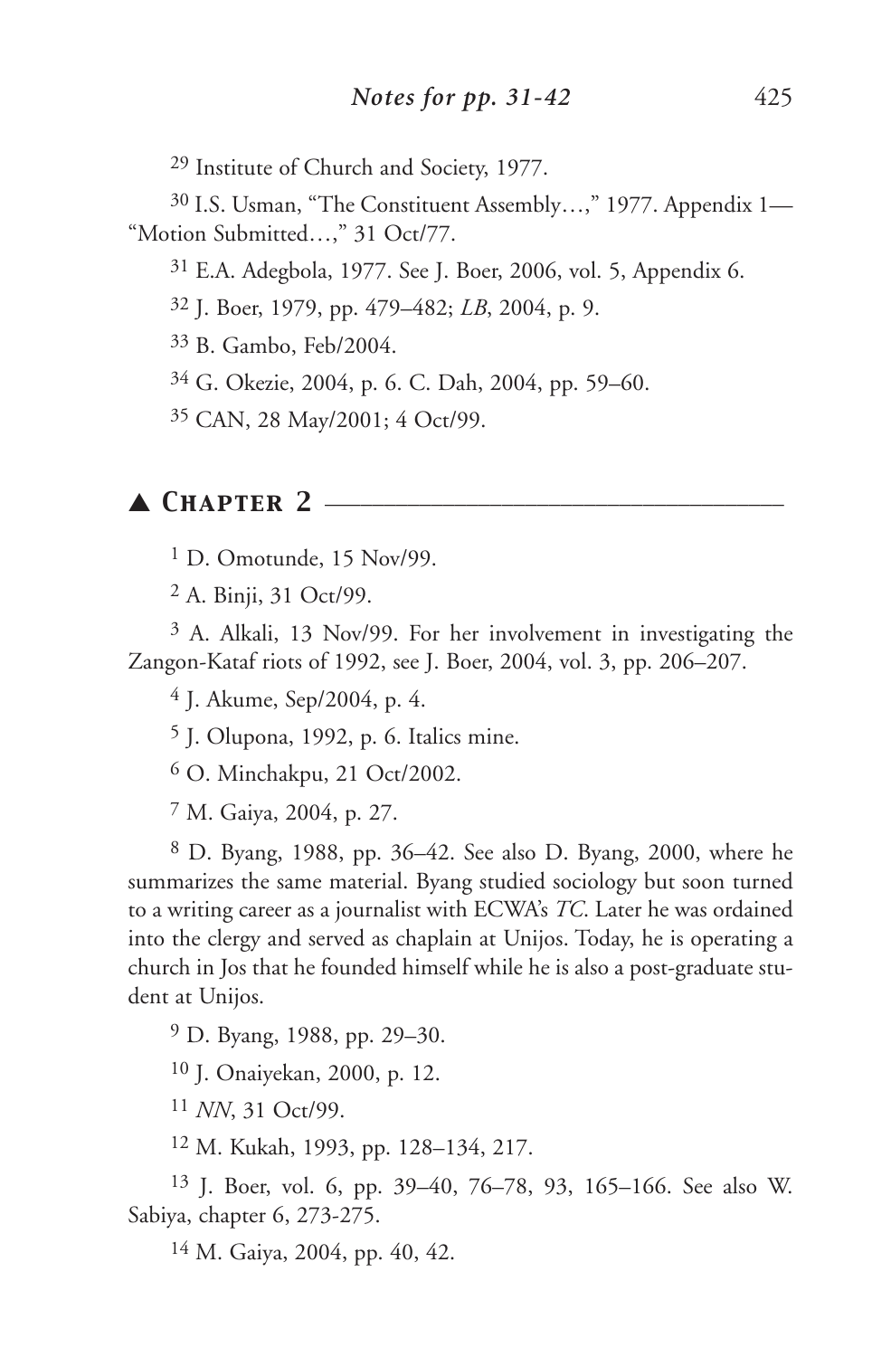[29] Institute of Church and Society, 1977.

[30] I.S. Usman, "The Constituent Assembly…," 1977. Appendix 1—"Motion Submitted…," 31 Oct/77.

[31] E.A. Adegbola, 1977. See J. Boer, 2006, vol. 5, Appendix 6.

[32] J. Boer, 1979, pp. 479–482; *LB*, 2004, p. 9.

[33] B. Gambo, Feb/2004.

[34] G. Okezie, 2004, p. 6. C. Dah, 2004, pp. 59–60.

[35] CAN, 28 May/2001; 4 Oct/99.

## ▲ Chapter 2

[1] D. Omotunde, 15 Nov/99.

[2] A. Binji, 31 Oct/99.

[3] A. Alkali, 13 Nov/99. For her involvement in investigating the Zangon-Kataf riots of 1992, see J. Boer, 2004, vol. 3, pp. 206–207.

[4] J. Akume, Sep/2004, p. 4.

[5] J. Olupona, 1992, p. 6. Italics mine.

[6] O. Minchakpu, 21 Oct/2002.

[7] M. Gaiya, 2004, p. 27.

[8] D. Byang, 1988, pp. 36–42. See also D. Byang, 2000, where he summarizes the same material. Byang studied sociology but soon turned to a writing career as a journalist with ECWA's *TC*. Later he was ordained into the clergy and served as chaplain at Unijos. Today, he is operating a church in Jos that he founded himself while he is also a post-graduate student at Unijos.

[9] D. Byang, 1988, pp. 29–30.

[10] J. Onaiyekan, 2000, p. 12.

[11] *NN*, 31 Oct/99.

[12] M. Kukah, 1993, pp. 128–134, 217.

[13] J. Boer, vol. 6, pp. 39–40, 76–78, 93, 165–166. See also W. Sabiya, chapter 6, 273-275.

[14] M. Gaiya, 2004, pp. 40, 42.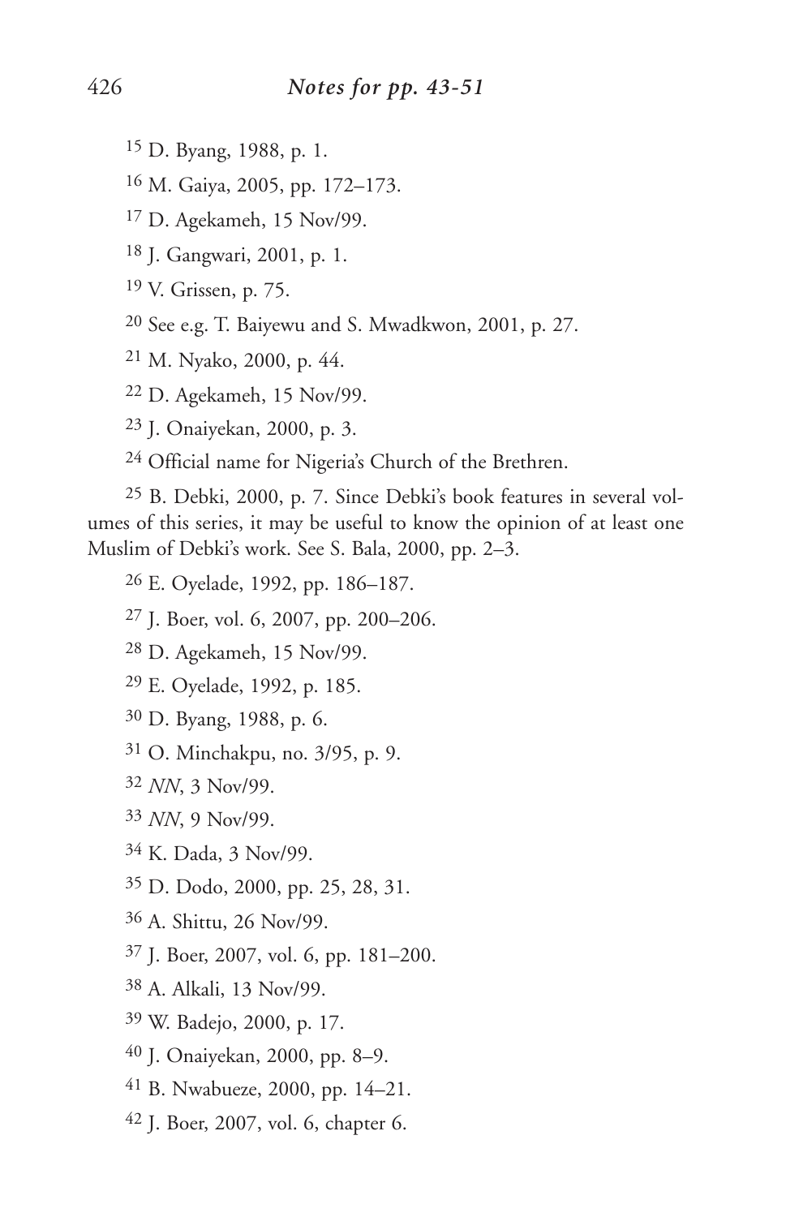[15] D. Byang, 1988, p. 1.

[16] M. Gaiya, 2005, pp. 172–173.

[17] D. Agekameh, 15 Nov/99.

[18] J. Gangwari, 2001, p. 1.

[19] V. Grissen, p. 75.

[20] See e.g. T. Baiyewu and S. Mwadkwon, 2001, p. 27.

[21] M. Nyako, 2000, p. 44.

[22] D. Agekameh, 15 Nov/99.

[23] J. Onaiyekan, 2000, p. 3.

[24] Official name for Nigeria's Church of the Brethren.

[25] B. Debki, 2000, p. 7. Since Debki's book features in several volumes of this series, it may be useful to know the opinion of at least one Muslim of Debki's work. See S. Bala, 2000, pp. 2–3.

[26] E. Oyelade, 1992, pp. 186–187.

[27] J. Boer, vol. 6, 2007, pp. 200–206.

[28] D. Agekameh, 15 Nov/99.

[29] E. Oyelade, 1992, p. 185.

[30] D. Byang, 1988, p. 6.

[31] O. Minchakpu, no. 3/95, p. 9.

[32] *NN*, 3 Nov/99.

[33] *NN*, 9 Nov/99.

[34] K. Dada, 3 Nov/99.

[35] D. Dodo, 2000, pp. 25, 28, 31.

[36] A. Shittu, 26 Nov/99.

[37] J. Boer, 2007, vol. 6, pp. 181–200.

[38] A. Alkali, 13 Nov/99.

[39] W. Badejo, 2000, p. 17.

[40] J. Onaiyekan, 2000, pp. 8–9.

[41] B. Nwabueze, 2000, pp. 14–21.

[42] J. Boer, 2007, vol. 6, chapter 6.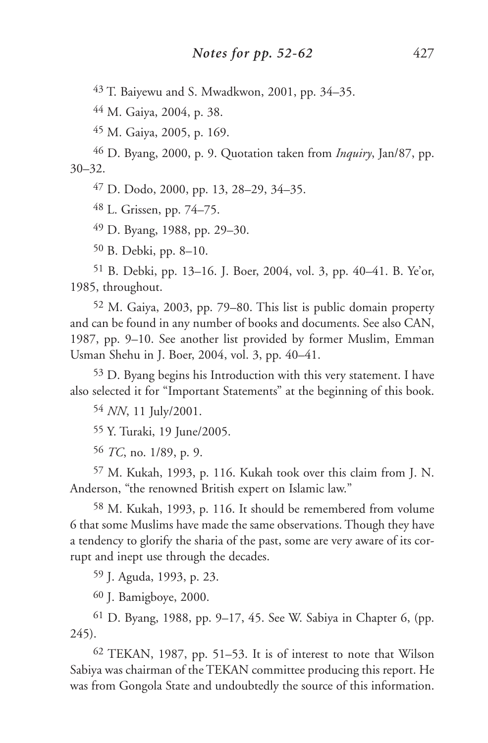43 T. Baiyewu and S. Mwadkwon, 2001, pp. 34–35.

44 M. Gaiya, 2004, p. 38.

45 M. Gaiya, 2005, p. 169.

46 D. Byang, 2000, p. 9. Quotation taken from *Inquiry*, Jan/87, pp. 30–32.

47 D. Dodo, 2000, pp. 13, 28–29, 34–35.

48 L. Grissen, pp. 74–75.

49 D. Byang, 1988, pp. 29–30.

50 B. Debki, pp. 8–10.

51 B. Debki, pp. 13–16. J. Boer, 2004, vol. 3, pp. 40–41. B. Ye'or, 1985, throughout.

52 M. Gaiya, 2003, pp. 79–80. This list is public domain property and can be found in any number of books and documents. See also CAN, 1987, pp. 9–10. See another list provided by former Muslim, Emman Usman Shehu in J. Boer, 2004, vol. 3, pp. 40–41.

53 D. Byang begins his Introduction with this very statement. I have also selected it for "Important Statements" at the beginning of this book.

54 *NN*, 11 July/2001.

55 Y. Turaki, 19 June/2005.

56 *TC*, no. 1/89, p. 9.

57 M. Kukah, 1993, p. 116. Kukah took over this claim from J. N. Anderson, "the renowned British expert on Islamic law."

58 M. Kukah, 1993, p. 116. It should be remembered from volume 6 that some Muslims have made the same observations. Though they have a tendency to glorify the sharia of the past, some are very aware of its corrupt and inept use through the decades.

59 J. Aguda, 1993, p. 23.

60 J. Bamigboye, 2000.

61 D. Byang, 1988, pp. 9–17, 45. See W. Sabiya in Chapter 6, (pp. 245).

62 TEKAN, 1987, pp. 51–53. It is of interest to note that Wilson Sabiya was chairman of the TEKAN committee producing this report. He was from Gongola State and undoubtedly the source of this information.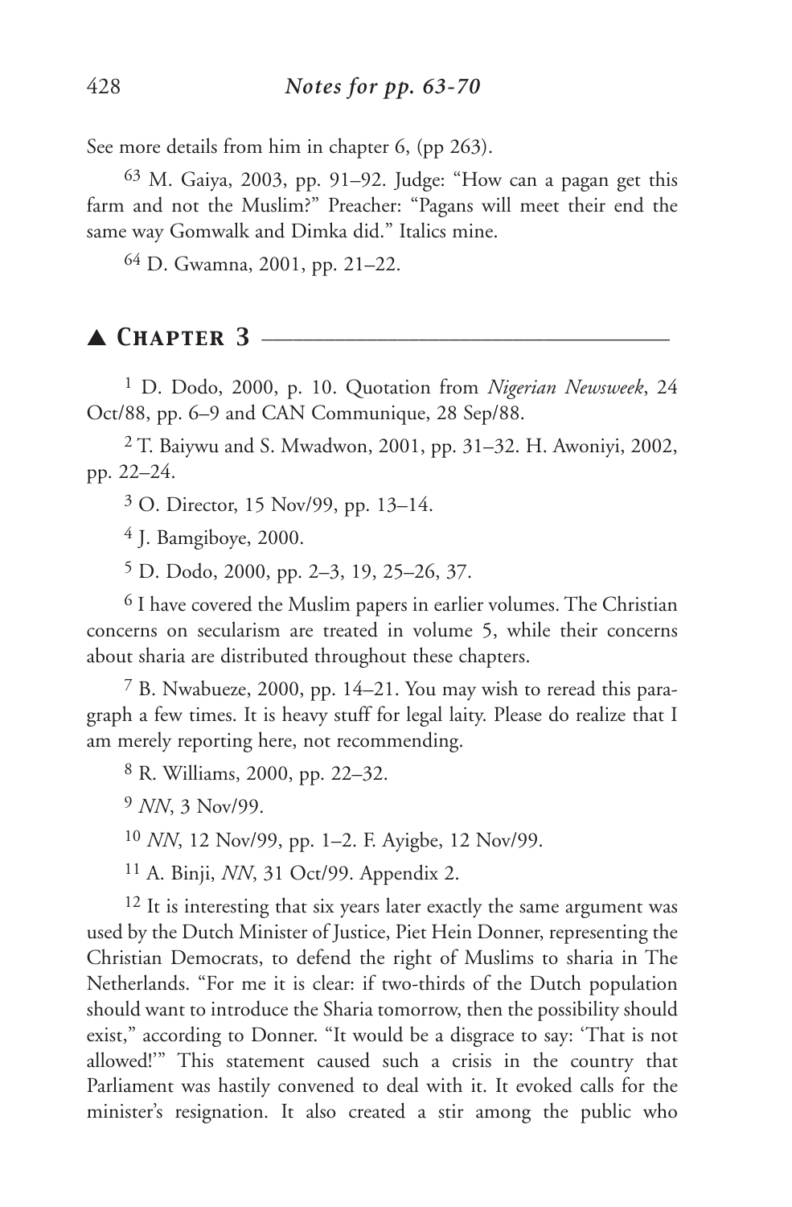See more details from him in chapter 6, (pp 263).

[63] M. Gaiya, 2003, pp. 91–92. Judge: "How can a pagan get this farm and not the Muslim?" Preacher: "Pagans will meet their end the same way Gomwalk and Dimka did." Italics mine.

[64] D. Gwamna, 2001, pp. 21–22.

## ▲ *Chapter 3*

[1] D. Dodo, 2000, p. 10. Quotation from *Nigerian Newsweek*, 24 Oct/88, pp. 6–9 and CAN Communique, 28 Sep/88.

[2] T. Baiywu and S. Mwadwon, 2001, pp. 31–32. H. Awoniyi, 2002, pp. 22–24.

[3] O. Director, 15 Nov/99, pp. 13–14.

[4] J. Bamgiboye, 2000.

[5] D. Dodo, 2000, pp. 2–3, 19, 25–26, 37.

[6] I have covered the Muslim papers in earlier volumes. The Christian concerns on secularism are treated in volume 5, while their concerns about sharia are distributed throughout these chapters.

[7] B. Nwabueze, 2000, pp. 14–21. You may wish to reread this paragraph a few times. It is heavy stuff for legal laity. Please do realize that I am merely reporting here, not recommending.

[8] R. Williams, 2000, pp. 22–32.

[9] *NN*, 3 Nov/99.

[10] *NN*, 12 Nov/99, pp. 1–2. F. Ayigbe, 12 Nov/99.

[11] A. Binji, *NN*, 31 Oct/99. Appendix 2.

[12] It is interesting that six years later exactly the same argument was used by the Dutch Minister of Justice, Piet Hein Donner, representing the Christian Democrats, to defend the right of Muslims to sharia in The Netherlands. "For me it is clear: if two-thirds of the Dutch population should want to introduce the Sharia tomorrow, then the possibility should exist," according to Donner. "It would be a disgrace to say: 'That is not allowed!'" This statement caused such a crisis in the country that Parliament was hastily convened to deal with it. It evoked calls for the minister's resignation. It also created a stir among the public who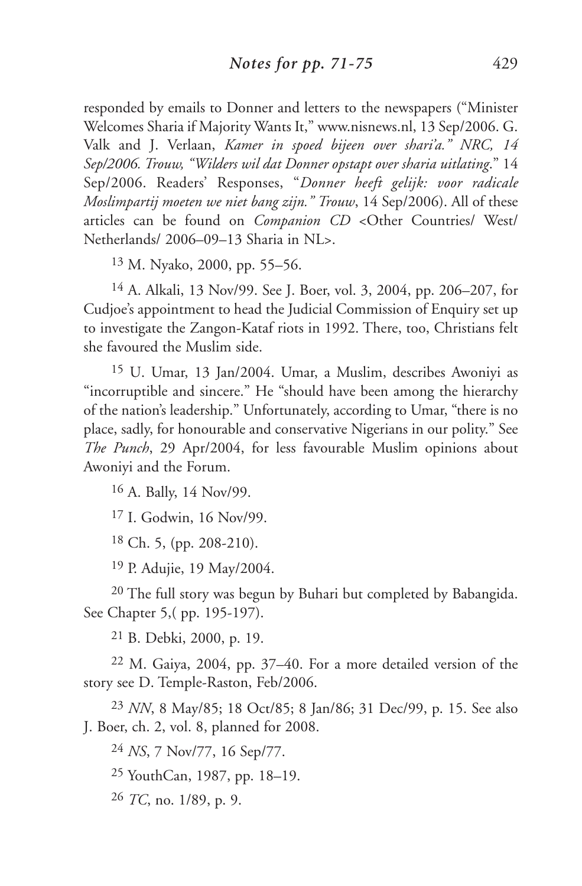responded by emails to Donner and letters to the newspapers ("Minister Welcomes Sharia if Majority Wants It," www.nisnews.nl, 13 Sep/2006. G. Valk and J. Verlaan, *Kamer in spoed bijeen over shari'a." NRC, 14 Sep/2006. Trouw, "Wilders wil dat Donner opstapt over sharia uitlating*." 14 Sep/2006. Readers' Responses, "*Donner heeft gelijk: voor radicale Moslimpartij moeten we niet bang zijn." Trouw*, 14 Sep/2006). All of these articles can be found on *Companion CD* <Other Countries/ West/ Netherlands/ 2006–09–13 Sharia in NL>.

13 M. Nyako, 2000, pp. 55–56.

14 A. Alkali, 13 Nov/99. See J. Boer, vol. 3, 2004, pp. 206–207, for Cudjoe's appointment to head the Judicial Commission of Enquiry set up to investigate the Zangon-Kataf riots in 1992. There, too, Christians felt she favoured the Muslim side.

15 U. Umar, 13 Jan/2004. Umar, a Muslim, describes Awoniyi as "incorruptible and sincere." He "should have been among the hierarchy of the nation's leadership." Unfortunately, according to Umar, "there is no place, sadly, for honourable and conservative Nigerians in our polity." See *The Punch*, 29 Apr/2004, for less favourable Muslim opinions about Awoniyi and the Forum.

16 A. Bally, 14 Nov/99.

17 I. Godwin, 16 Nov/99.

18 Ch. 5, (pp. 208-210).

19 P. Adujie, 19 May/2004.

20 The full story was begun by Buhari but completed by Babangida. See Chapter 5,( pp. 195-197).

21 B. Debki, 2000, p. 19.

22 M. Gaiya, 2004, pp. 37–40. For a more detailed version of the story see D. Temple-Raston, Feb/2006.

23 *NN*, 8 May/85; 18 Oct/85; 8 Jan/86; 31 Dec/99, p. 15. See also J. Boer, ch. 2, vol. 8, planned for 2008.

24 *NS*, 7 Nov/77, 16 Sep/77.

25 YouthCan, 1987, pp. 18–19.

26 *TC*, no. 1/89, p. 9.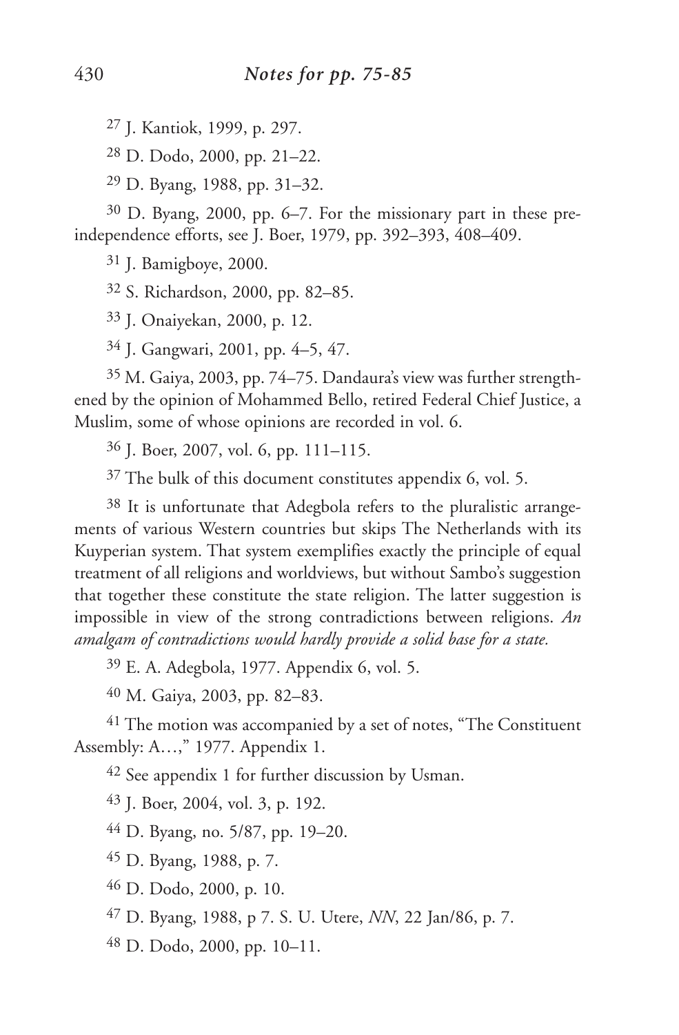[27] J. Kantiok, 1999, p. 297.

[28] D. Dodo, 2000, pp. 21–22.

[29] D. Byang, 1988, pp. 31–32.

[30] D. Byang, 2000, pp. 6–7. For the missionary part in these pre-independence efforts, see J. Boer, 1979, pp. 392–393, 408–409.

[31] J. Bamigboye, 2000.

[32] S. Richardson, 2000, pp. 82–85.

[33] J. Onaiyekan, 2000, p. 12.

[34] J. Gangwari, 2001, pp. 4–5, 47.

[35] M. Gaiya, 2003, pp. 74–75. Dandaura's view was further strengthened by the opinion of Mohammed Bello, retired Federal Chief Justice, a Muslim, some of whose opinions are recorded in vol. 6.

[36] J. Boer, 2007, vol. 6, pp. 111–115.

[37] The bulk of this document constitutes appendix 6, vol. 5.

[38] It is unfortunate that Adegbola refers to the pluralistic arrangements of various Western countries but skips The Netherlands with its Kuyperian system. That system exemplifies exactly the principle of equal treatment of all religions and worldviews, but without Sambo's suggestion that together these constitute the state religion. The latter suggestion is impossible in view of the strong contradictions between religions. *An amalgam of contradictions would hardly provide a solid base for a state.*

[39] E. A. Adegbola, 1977. Appendix 6, vol. 5.

[40] M. Gaiya, 2003, pp. 82–83.

[41] The motion was accompanied by a set of notes, "The Constituent Assembly: A…," 1977. Appendix 1.

[42] See appendix 1 for further discussion by Usman.

[43] J. Boer, 2004, vol. 3, p. 192.

[44] D. Byang, no. 5/87, pp. 19–20.

[45] D. Byang, 1988, p. 7.

[46] D. Dodo, 2000, p. 10.

[47] D. Byang, 1988, p 7. S. U. Utere, *NN*, 22 Jan/86, p. 7.

[48] D. Dodo, 2000, pp. 10–11.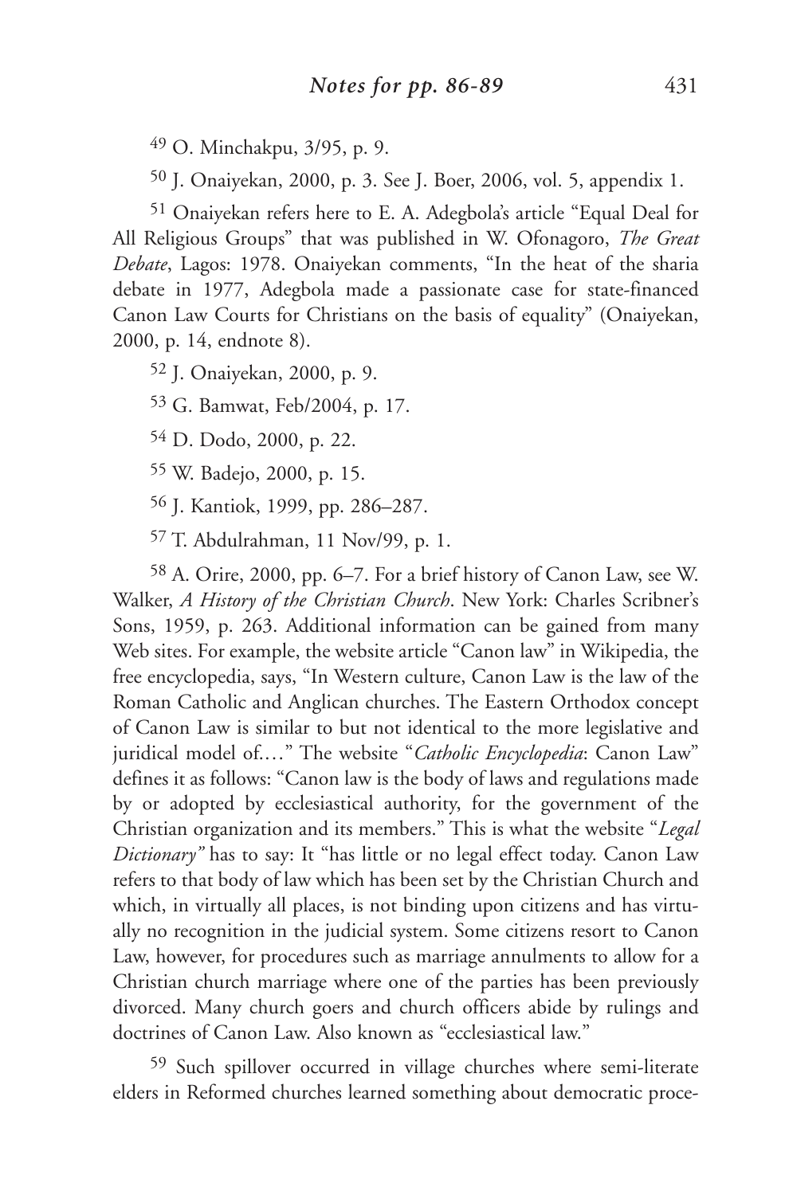[49] O. Minchakpu, 3/95, p. 9.

[50] J. Onaiyekan, 2000, p. 3. See J. Boer, 2006, vol. 5, appendix 1.

[51] Onaiyekan refers here to E. A. Adegbola's article "Equal Deal for All Religious Groups" that was published in W. Ofonagoro, *The Great Debate*, Lagos: 1978. Onaiyekan comments, "In the heat of the sharia debate in 1977, Adegbola made a passionate case for state-financed Canon Law Courts for Christians on the basis of equality" (Onaiyekan, 2000, p. 14, endnote 8).

[52] J. Onaiyekan, 2000, p. 9.

[53] G. Bamwat, Feb/2004, p. 17.

[54] D. Dodo, 2000, p. 22.

[55] W. Badejo, 2000, p. 15.

[56] J. Kantiok, 1999, pp. 286–287.

[57] T. Abdulrahman, 11 Nov/99, p. 1.

[58] A. Orire, 2000, pp. 6–7. For a brief history of Canon Law, see W. Walker, *A History of the Christian Church*. New York: Charles Scribner's Sons, 1959, p. 263. Additional information can be gained from many Web sites. For example, the website article "Canon law" in Wikipedia, the free encyclopedia, says, "In Western culture, Canon Law is the law of the Roman Catholic and Anglican churches. The Eastern Orthodox concept of Canon Law is similar to but not identical to the more legislative and juridical model of.…" The website "*Catholic Encyclopedia*: Canon Law" defines it as follows: "Canon law is the body of laws and regulations made by or adopted by ecclesiastical authority, for the government of the Christian organization and its members." This is what the website "*Legal Dictionary"* has to say: It "has little or no legal effect today. Canon Law refers to that body of law which has been set by the Christian Church and which, in virtually all places, is not binding upon citizens and has virtually no recognition in the judicial system. Some citizens resort to Canon Law, however, for procedures such as marriage annulments to allow for a Christian church marriage where one of the parties has been previously divorced. Many church goers and church officers abide by rulings and doctrines of Canon Law. Also known as "ecclesiastical law."

[59] Such spillover occurred in village churches where semi-literate elders in Reformed churches learned something about democratic proce-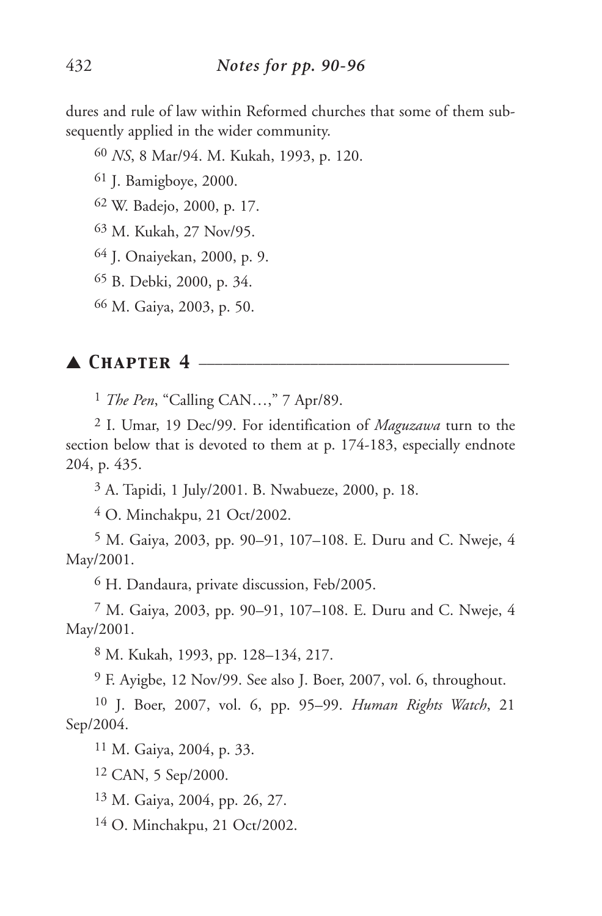dures and rule of law within Reformed churches that some of them subsequently applied in the wider community.

60 *NS*, 8 Mar/94. M. Kukah, 1993, p. 120.

61 J. Bamigboye, 2000.

62 W. Badejo, 2000, p. 17.

63 M. Kukah, 27 Nov/95.

64 J. Onaiyekan, 2000, p. 9.

65 B. Debki, 2000, p. 34.

66 M. Gaiya, 2003, p. 50.

## ▲ Chapter 4

1 *The Pen*, "Calling CAN…," 7 Apr/89.

2 I. Umar, 19 Dec/99. For identification of *Maguzawa* turn to the section below that is devoted to them at p. 174-183, especially endnote 204, p. 435.

3 A. Tapidi, 1 July/2001. B. Nwabueze, 2000, p. 18.

4 O. Minchakpu, 21 Oct/2002.

5 M. Gaiya, 2003, pp. 90–91, 107–108. E. Duru and C. Nweje, 4 May/2001.

6 H. Dandaura, private discussion, Feb/2005.

7 M. Gaiya, 2003, pp. 90–91, 107–108. E. Duru and C. Nweje, 4 May/2001.

8 M. Kukah, 1993, pp. 128–134, 217.

9 F. Ayigbe, 12 Nov/99. See also J. Boer, 2007, vol. 6, throughout.

10 J. Boer, 2007, vol. 6, pp. 95–99. *Human Rights Watch*, 21 Sep/2004.

11 M. Gaiya, 2004, p. 33.

12 CAN, 5 Sep/2000.

13 M. Gaiya, 2004, pp. 26, 27.

14 O. Minchakpu, 21 Oct/2002.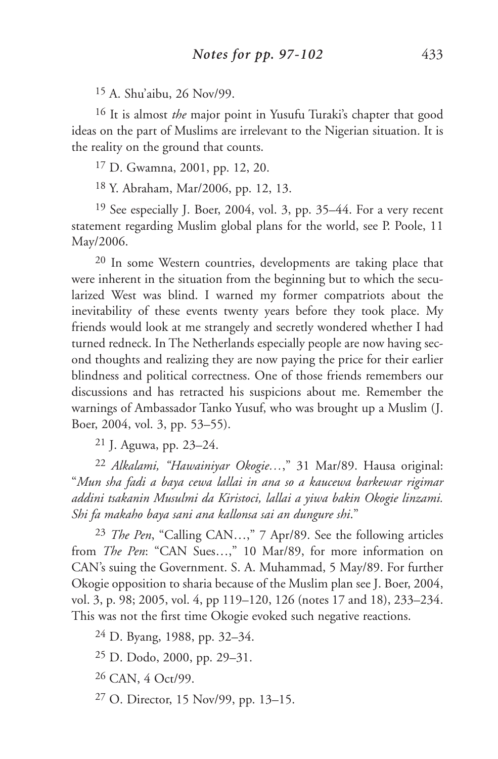[15] A. Shu'aibu, 26 Nov/99.

[16] It is almost *the* major point in Yusufu Turaki's chapter that good ideas on the part of Muslims are irrelevant to the Nigerian situation. It is the reality on the ground that counts.

[17] D. Gwamna, 2001, pp. 12, 20.

[18] Y. Abraham, Mar/2006, pp. 12, 13.

[19] See especially J. Boer, 2004, vol. 3, pp. 35–44. For a very recent statement regarding Muslim global plans for the world, see P. Poole, 11 May/2006.

[20] In some Western countries, developments are taking place that were inherent in the situation from the beginning but to which the secularized West was blind. I warned my former compatriots about the inevitability of these events twenty years before they took place. My friends would look at me strangely and secretly wondered whether I had turned redneck. In The Netherlands especially people are now having second thoughts and realizing they are now paying the price for their earlier blindness and political correctness. One of those friends remembers our discussions and has retracted his suspicions about me. Remember the warnings of Ambassador Tanko Yusuf, who was brought up a Muslim (J. Boer, 2004, vol. 3, pp. 53–55).

[21] J. Aguwa, pp. 23–24.

[22] *Alkalami, "Hawainiyar Okogie…,"* 31 Mar/89. Hausa original: "*Mun sha fadi a baya cewa lallai in ana so a kaucewa barkewar rigimar addini tsakanin Musulmi da Kiristoci, lallai a yiwa bakin Okogie linzami. Shi fa makaho baya sani ana kallonsa sai an dungure shi*."

[23] *The Pen*, "Calling CAN…," 7 Apr/89. See the following articles from *The Pen*: "CAN Sues…," 10 Mar/89, for more information on CAN's suing the Government. S. A. Muhammad, 5 May/89. For further Okogie opposition to sharia because of the Muslim plan see J. Boer, 2004, vol. 3, p. 98; 2005, vol. 4, pp 119–120, 126 (notes 17 and 18), 233–234. This was not the first time Okogie evoked such negative reactions.

[24] D. Byang, 1988, pp. 32–34.

[25] D. Dodo, 2000, pp. 29–31.

[26] CAN, 4 Oct/99.

[27] O. Director, 15 Nov/99, pp. 13–15.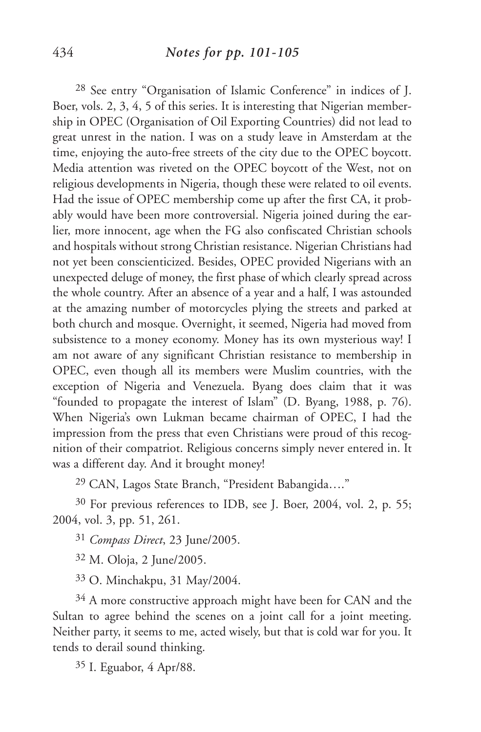[28] See entry "Organisation of Islamic Conference" in indices of J. Boer, vols. 2, 3, 4, 5 of this series. It is interesting that Nigerian membership in OPEC (Organisation of Oil Exporting Countries) did not lead to great unrest in the nation. I was on a study leave in Amsterdam at the time, enjoying the auto-free streets of the city due to the OPEC boycott. Media attention was riveted on the OPEC boycott of the West, not on religious developments in Nigeria, though these were related to oil events. Had the issue of OPEC membership come up after the first CA, it probably would have been more controversial. Nigeria joined during the earlier, more innocent, age when the FG also confiscated Christian schools and hospitals without strong Christian resistance. Nigerian Christians had not yet been conscienticized. Besides, OPEC provided Nigerians with an unexpected deluge of money, the first phase of which clearly spread across the whole country. After an absence of a year and a half, I was astounded at the amazing number of motorcycles plying the streets and parked at both church and mosque. Overnight, it seemed, Nigeria had moved from subsistence to a money economy. Money has its own mysterious way! I am not aware of any significant Christian resistance to membership in OPEC, even though all its members were Muslim countries, with the exception of Nigeria and Venezuela. Byang does claim that it was "founded to propagate the interest of Islam" (D. Byang, 1988, p. 76). When Nigeria's own Lukman became chairman of OPEC, I had the impression from the press that even Christians were proud of this recognition of their compatriot. Religious concerns simply never entered in. It was a different day. And it brought money!

[29] CAN, Lagos State Branch, "President Babangida…."

[30] For previous references to IDB, see J. Boer, 2004, vol. 2, p. 55; 2004, vol. 3, pp. 51, 261.

[31] *Compass Direct*, 23 June/2005.

[32] M. Oloja, 2 June/2005.

[33] O. Minchakpu, 31 May/2004.

[34] A more constructive approach might have been for CAN and the Sultan to agree behind the scenes on a joint call for a joint meeting. Neither party, it seems to me, acted wisely, but that is cold war for you. It tends to derail sound thinking.

[35] I. Eguabor, 4 Apr/88.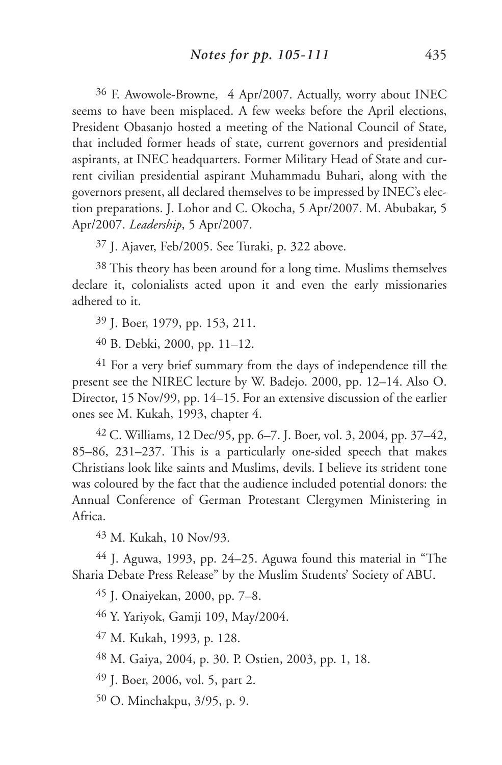[36] F. Awowole-Browne, 4 Apr/2007. Actually, worry about INEC seems to have been misplaced. A few weeks before the April elections, President Obasanjo hosted a meeting of the National Council of State, that included former heads of state, current governors and presidential aspirants, at INEC headquarters. Former Military Head of State and current civilian presidential aspirant Muhammadu Buhari, along with the governors present, all declared themselves to be impressed by INEC's election preparations. J. Lohor and C. Okocha, 5 Apr/2007. M. Abubakar, 5 Apr/2007. *Leadership*, 5 Apr/2007.

[37] J. Ajaver, Feb/2005. See Turaki, p. 322 above.

[38] This theory has been around for a long time. Muslims themselves declare it, colonialists acted upon it and even the early missionaries adhered to it.

[39] J. Boer, 1979, pp. 153, 211.

[40] B. Debki, 2000, pp. 11–12.

[41] For a very brief summary from the days of independence till the present see the NIREC lecture by W. Badejo. 2000, pp. 12–14. Also O. Director, 15 Nov/99, pp. 14–15. For an extensive discussion of the earlier ones see M. Kukah, 1993, chapter 4.

[42] C. Williams, 12 Dec/95, pp. 6–7. J. Boer, vol. 3, 2004, pp. 37–42, 85–86, 231–237. This is a particularly one-sided speech that makes Christians look like saints and Muslims, devils. I believe its strident tone was coloured by the fact that the audience included potential donors: the Annual Conference of German Protestant Clergymen Ministering in Africa.

[43] M. Kukah, 10 Nov/93.

[44] J. Aguwa, 1993, pp. 24–25. Aguwa found this material in "The Sharia Debate Press Release" by the Muslim Students' Society of ABU.

[45] J. Onaiyekan, 2000, pp. 7–8.

[46] Y. Yariyok, Gamji 109, May/2004.

[47] M. Kukah, 1993, p. 128.

[48] M. Gaiya, 2004, p. 30. P. Ostien, 2003, pp. 1, 18.

[49] J. Boer, 2006, vol. 5, part 2.

[50] O. Minchakpu, 3/95, p. 9.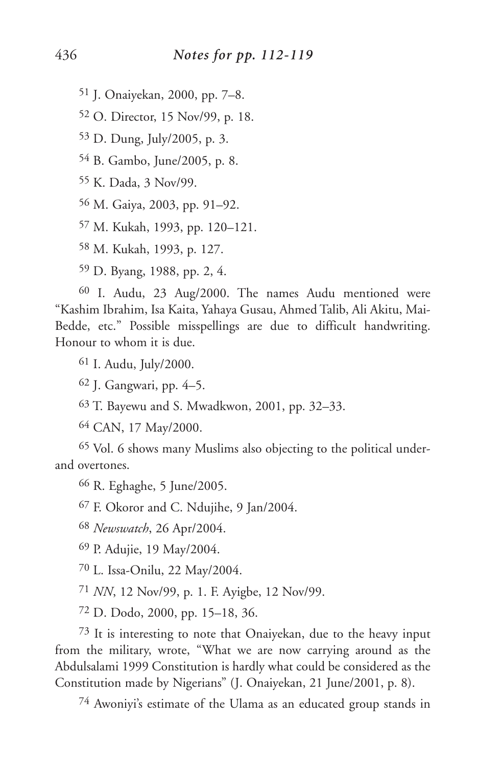[51] J. Onaiyekan, 2000, pp. 7–8.

[52] O. Director, 15 Nov/99, p. 18.

[53] D. Dung, July/2005, p. 3.

[54] B. Gambo, June/2005, p. 8.

[55] K. Dada, 3 Nov/99.

[56] M. Gaiya, 2003, pp. 91–92.

[57] M. Kukah, 1993, pp. 120–121.

[58] M. Kukah, 1993, p. 127.

[59] D. Byang, 1988, pp. 2, 4.

[60] I. Audu, 23 Aug/2000. The names Audu mentioned were "Kashim Ibrahim, Isa Kaita, Yahaya Gusau, Ahmed Talib, Ali Akitu, Mai-Bedde, etc." Possible misspellings are due to difficult handwriting. Honour to whom it is due.

[61] I. Audu, July/2000.

[62] J. Gangwari, pp. 4–5.

[63] T. Bayewu and S. Mwadkwon, 2001, pp. 32–33.

[64] CAN, 17 May/2000.

[65] Vol. 6 shows many Muslims also objecting to the political under- and overtones.

[66] R. Eghaghe, 5 June/2005.

[67] F. Okoror and C. Ndujihe, 9 Jan/2004.

[68] *Newswatch*, 26 Apr/2004.

[69] P. Adujie, 19 May/2004.

[70] L. Issa-Onilu, 22 May/2004.

[71] *NN*, 12 Nov/99, p. 1. F. Ayigbe, 12 Nov/99.

[72] D. Dodo, 2000, pp. 15–18, 36.

[73] It is interesting to note that Onaiyekan, due to the heavy input from the military, wrote, "What we are now carrying around as the Abdulsalami 1999 Constitution is hardly what could be considered as the Constitution made by Nigerians" (J. Onaiyekan, 21 June/2001, p. 8).

[74] Awoniyi's estimate of the Ulama as an educated group stands in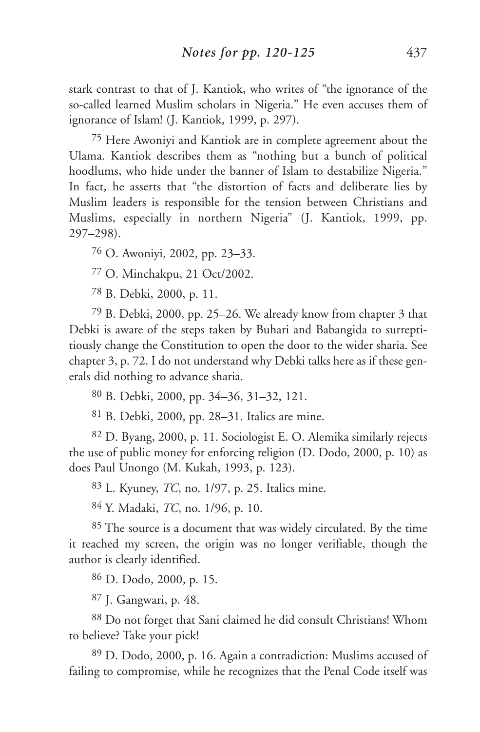stark contrast to that of J. Kantiok, who writes of "the ignorance of the so-called learned Muslim scholars in Nigeria." He even accuses them of ignorance of Islam! (J. Kantiok, 1999, p. 297).

[75] Here Awoniyi and Kantiok are in complete agreement about the Ulama. Kantiok describes them as "nothing but a bunch of political hoodlums, who hide under the banner of Islam to destabilize Nigeria." In fact, he asserts that "the distortion of facts and deliberate lies by Muslim leaders is responsible for the tension between Christians and Muslims, especially in northern Nigeria" (J. Kantiok, 1999, pp. 297–298).

[76] O. Awoniyi, 2002, pp. 23–33.

[77] O. Minchakpu, 21 Oct/2002.

[78] B. Debki, 2000, p. 11.

[79] B. Debki, 2000, pp. 25–26. We already know from chapter 3 that Debki is aware of the steps taken by Buhari and Babangida to surreptitiously change the Constitution to open the door to the wider sharia. See chapter 3, p. 72. I do not understand why Debki talks here as if these generals did nothing to advance sharia.

[80] B. Debki, 2000, pp. 34–36, 31–32, 121.

[81] B. Debki, 2000, pp. 28–31. Italics are mine.

[82] D. Byang, 2000, p. 11. Sociologist E. O. Alemika similarly rejects the use of public money for enforcing religion (D. Dodo, 2000, p. 10) as does Paul Unongo (M. Kukah, 1993, p. 123).

[83] L. Kyuney, *TC*, no. 1/97, p. 25. Italics mine.

[84] Y. Madaki, *TC*, no. 1/96, p. 10.

[85] The source is a document that was widely circulated. By the time it reached my screen, the origin was no longer verifiable, though the author is clearly identified.

[86] D. Dodo, 2000, p. 15.

[87] J. Gangwari, p. 48.

[88] Do not forget that Sani claimed he did consult Christians! Whom to believe? Take your pick!

[89] D. Dodo, 2000, p. 16. Again a contradiction: Muslims accused of failing to compromise, while he recognizes that the Penal Code itself was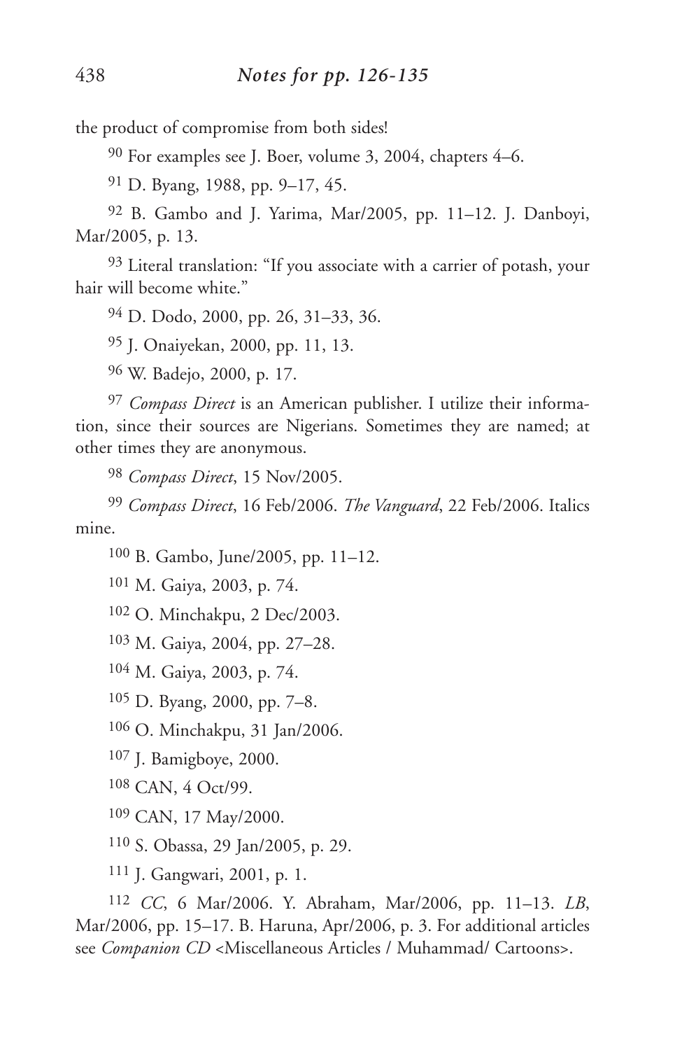the product of compromise from both sides!

90 For examples see J. Boer, volume 3, 2004, chapters 4–6.

91 D. Byang, 1988, pp. 9–17, 45.

92 B. Gambo and J. Yarima, Mar/2005, pp. 11–12. J. Danboyi, Mar/2005, p. 13.

93 Literal translation: "If you associate with a carrier of potash, your hair will become white."

94 D. Dodo, 2000, pp. 26, 31–33, 36.

95 J. Onaiyekan, 2000, pp. 11, 13.

96 W. Badejo, 2000, p. 17.

97 *Compass Direct* is an American publisher. I utilize their information, since their sources are Nigerians. Sometimes they are named; at other times they are anonymous.

98 *Compass Direct*, 15 Nov/2005.

99 *Compass Direct*, 16 Feb/2006. *The Vanguard*, 22 Feb/2006. Italics mine.

100 B. Gambo, June/2005, pp. 11–12.

101 M. Gaiya, 2003, p. 74.

102 O. Minchakpu, 2 Dec/2003.

103 M. Gaiya, 2004, pp. 27–28.

104 M. Gaiya, 2003, p. 74.

105 D. Byang, 2000, pp. 7–8.

106 O. Minchakpu, 31 Jan/2006.

107 J. Bamigboye, 2000.

108 CAN, 4 Oct/99.

109 CAN, 17 May/2000.

110 S. Obassa, 29 Jan/2005, p. 29.

111 J. Gangwari, 2001, p. 1.

112 *CC*, 6 Mar/2006. Y. Abraham, Mar/2006, pp. 11–13. *LB*, Mar/2006, pp. 15–17. B. Haruna, Apr/2006, p. 3. For additional articles see *Companion CD* <Miscellaneous Articles / Muhammad/ Cartoons>.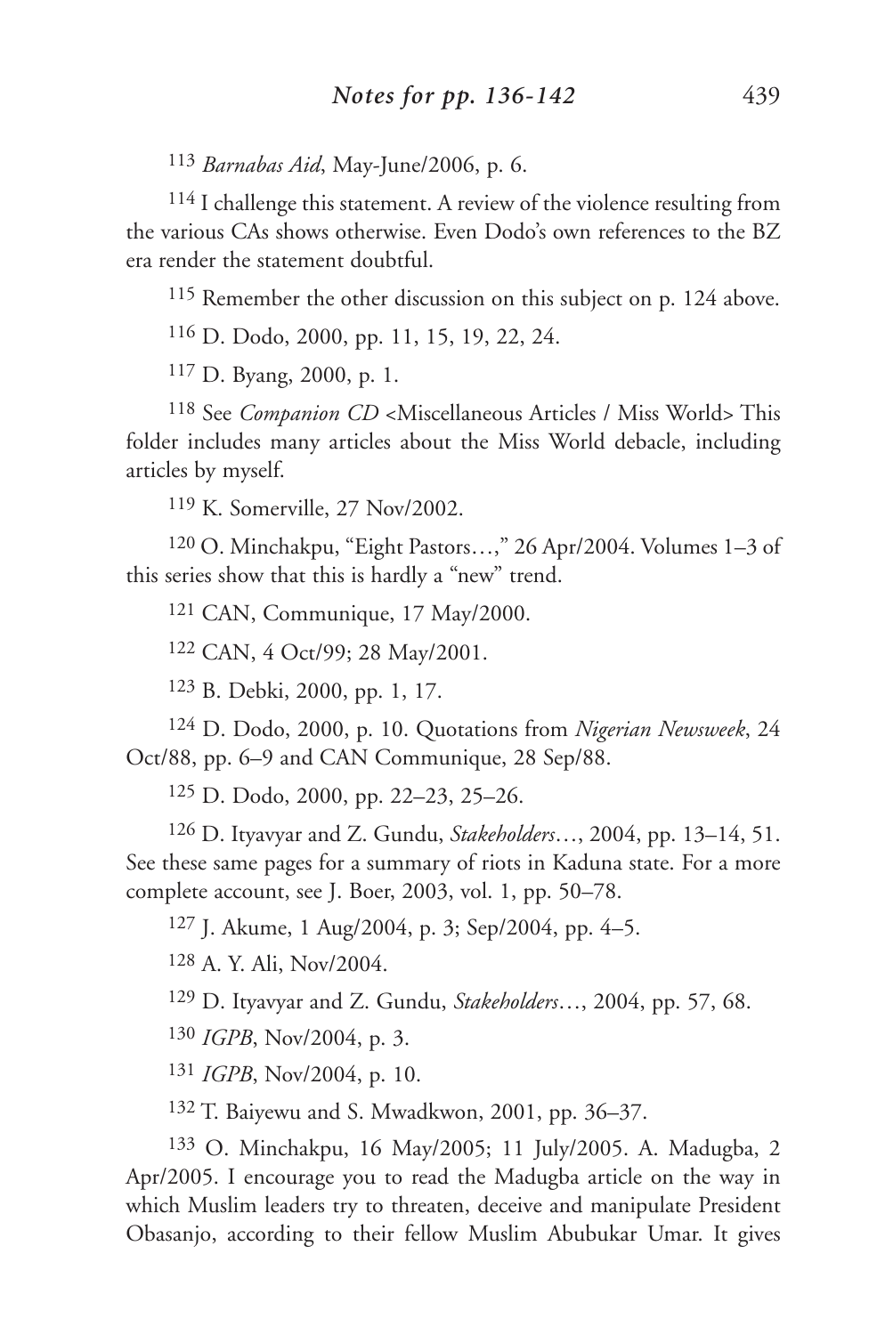113 *Barnabas Aid*, May-June/2006, p. 6.

114 I challenge this statement. A review of the violence resulting from the various CAs shows otherwise. Even Dodo's own references to the BZ era render the statement doubtful.

115 Remember the other discussion on this subject on p. 124 above.

116 D. Dodo, 2000, pp. 11, 15, 19, 22, 24.

117 D. Byang, 2000, p. 1.

118 See *Companion CD* <Miscellaneous Articles / Miss World> This folder includes many articles about the Miss World debacle, including articles by myself.

119 K. Somerville, 27 Nov/2002.

120 O. Minchakpu, "Eight Pastors…," 26 Apr/2004. Volumes 1–3 of this series show that this is hardly a "new" trend.

121 CAN, Communique, 17 May/2000.

122 CAN, 4 Oct/99; 28 May/2001.

123 B. Debki, 2000, pp. 1, 17.

124 D. Dodo, 2000, p. 10. Quotations from *Nigerian Newsweek*, 24 Oct/88, pp. 6–9 and CAN Communique, 28 Sep/88.

125 D. Dodo, 2000, pp. 22–23, 25–26.

126 D. Ityavyar and Z. Gundu, *Stakeholders*…, 2004, pp. 13–14, 51. See these same pages for a summary of riots in Kaduna state. For a more complete account, see J. Boer, 2003, vol. 1, pp. 50–78.

127 J. Akume, 1 Aug/2004, p. 3; Sep/2004, pp. 4–5.

128 A. Y. Ali, Nov/2004.

129 D. Ityavyar and Z. Gundu, *Stakeholders*…, 2004, pp. 57, 68.

130 *IGPB*, Nov/2004, p. 3.

131 *IGPB*, Nov/2004, p. 10.

132 T. Baiyewu and S. Mwadkwon, 2001, pp. 36–37.

133 O. Minchakpu, 16 May/2005; 11 July/2005. A. Madugba, 2 Apr/2005. I encourage you to read the Madugba article on the way in which Muslim leaders try to threaten, deceive and manipulate President Obasanjo, according to their fellow Muslim Abubukar Umar. It gives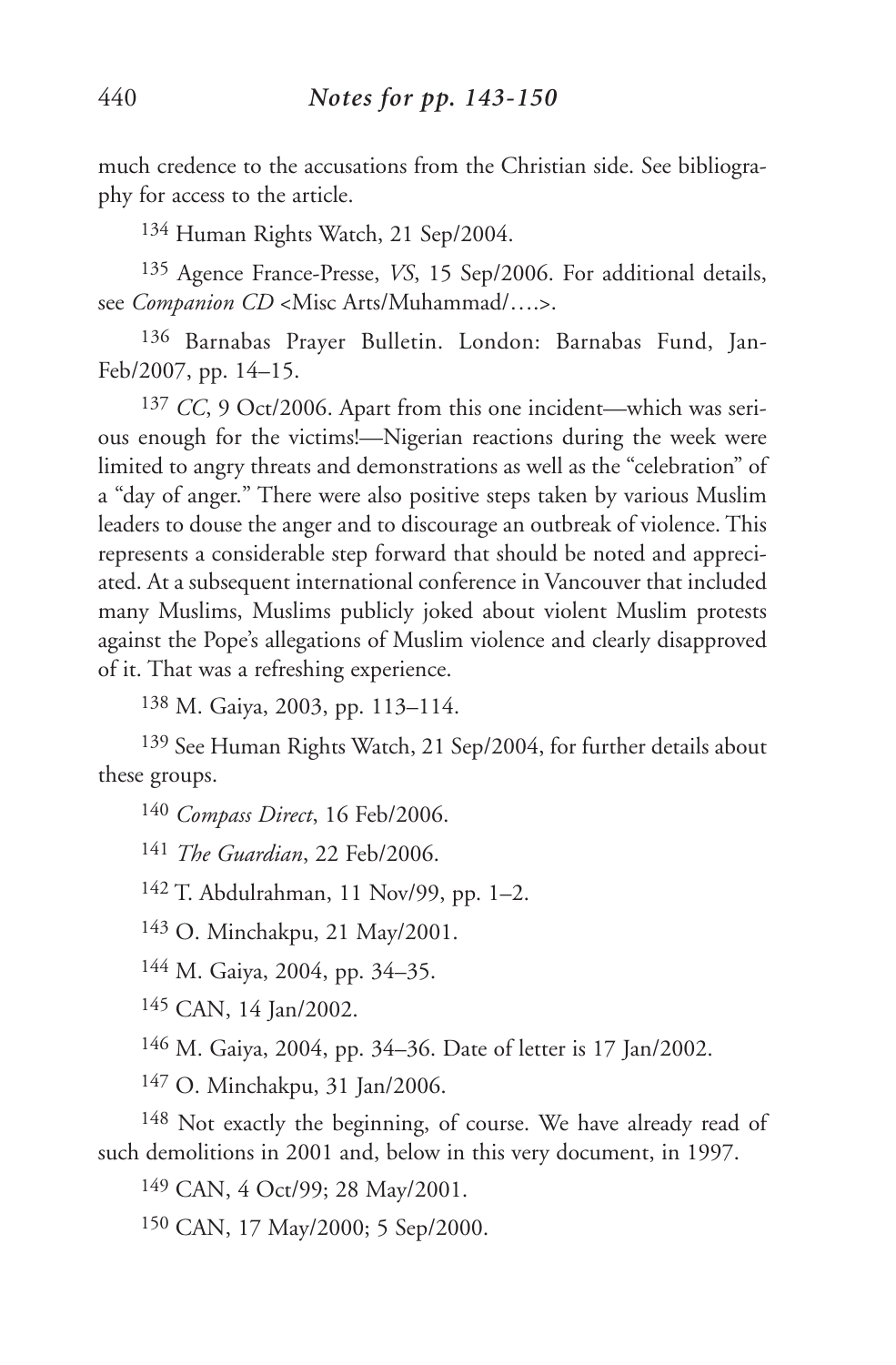much credence to the accusations from the Christian side. See bibliography for access to the article.

134 Human Rights Watch, 21 Sep/2004.

135 Agence France-Presse, *VS*, 15 Sep/2006. For additional details, see *Companion CD* <Misc Arts/Muhammad/….>.

136 Barnabas Prayer Bulletin. London: Barnabas Fund, Jan-Feb/2007, pp. 14–15.

137 *CC*, 9 Oct/2006. Apart from this one incident—which was serious enough for the victims!—Nigerian reactions during the week were limited to angry threats and demonstrations as well as the "celebration" of a "day of anger." There were also positive steps taken by various Muslim leaders to douse the anger and to discourage an outbreak of violence. This represents a considerable step forward that should be noted and appreciated. At a subsequent international conference in Vancouver that included many Muslims, Muslims publicly joked about violent Muslim protests against the Pope's allegations of Muslim violence and clearly disapproved of it. That was a refreshing experience.

138 M. Gaiya, 2003, pp. 113–114.

139 See Human Rights Watch, 21 Sep/2004, for further details about these groups.

140 *Compass Direct*, 16 Feb/2006.

141 *The Guardian*, 22 Feb/2006.

142 T. Abdulrahman, 11 Nov/99, pp. 1–2.

143 O. Minchakpu, 21 May/2001.

144 M. Gaiya, 2004, pp. 34–35.

145 CAN, 14 Jan/2002.

146 M. Gaiya, 2004, pp. 34–36. Date of letter is 17 Jan/2002.

147 O. Minchakpu, 31 Jan/2006.

148 Not exactly the beginning, of course. We have already read of such demolitions in 2001 and, below in this very document, in 1997.

149 CAN, 4 Oct/99; 28 May/2001.

150 CAN, 17 May/2000; 5 Sep/2000.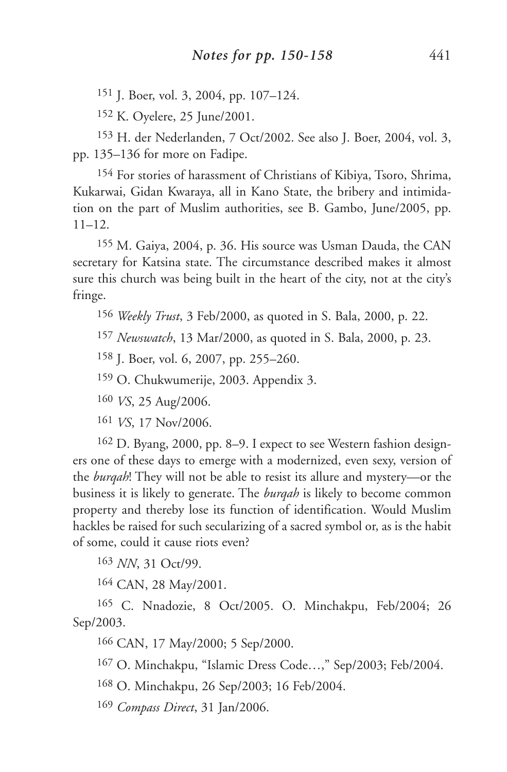[151] J. Boer, vol. 3, 2004, pp. 107–124.

[152] K. Oyelere, 25 June/2001.

[153] H. der Nederlanden, 7 Oct/2002. See also J. Boer, 2004, vol. 3, pp. 135–136 for more on Fadipe.

[154] For stories of harassment of Christians of Kibiya, Tsoro, Shrima, Kukarwai, Gidan Kwaraya, all in Kano State, the bribery and intimidation on the part of Muslim authorities, see B. Gambo, June/2005, pp. 11–12.

[155] M. Gaiya, 2004, p. 36. His source was Usman Dauda, the CAN secretary for Katsina state. The circumstance described makes it almost sure this church was being built in the heart of the city, not at the city's fringe.

[156] *Weekly Trust*, 3 Feb/2000, as quoted in S. Bala, 2000, p. 22.

[157] *Newswatch*, 13 Mar/2000, as quoted in S. Bala, 2000, p. 23.

[158] J. Boer, vol. 6, 2007, pp. 255–260.

[159] O. Chukwumerije, 2003. Appendix 3.

[160] *VS*, 25 Aug/2006.

[161] *VS*, 17 Nov/2006.

[162] D. Byang, 2000, pp. 8–9. I expect to see Western fashion designers one of these days to emerge with a modernized, even sexy, version of the *burqah*! They will not be able to resist its allure and mystery—or the business it is likely to generate. The *burqah* is likely to become common property and thereby lose its function of identification. Would Muslim hackles be raised for such secularizing of a sacred symbol or, as is the habit of some, could it cause riots even?

[163] *NN*, 31 Oct/99.

[164] CAN, 28 May/2001.

[165] C. Nnadozie, 8 Oct/2005. O. Minchakpu, Feb/2004; 26 Sep/2003.

[166] CAN, 17 May/2000; 5 Sep/2000.

[167] O. Minchakpu, "Islamic Dress Code…," Sep/2003; Feb/2004.

[168] O. Minchakpu, 26 Sep/2003; 16 Feb/2004.

[169] *Compass Direct*, 31 Jan/2006.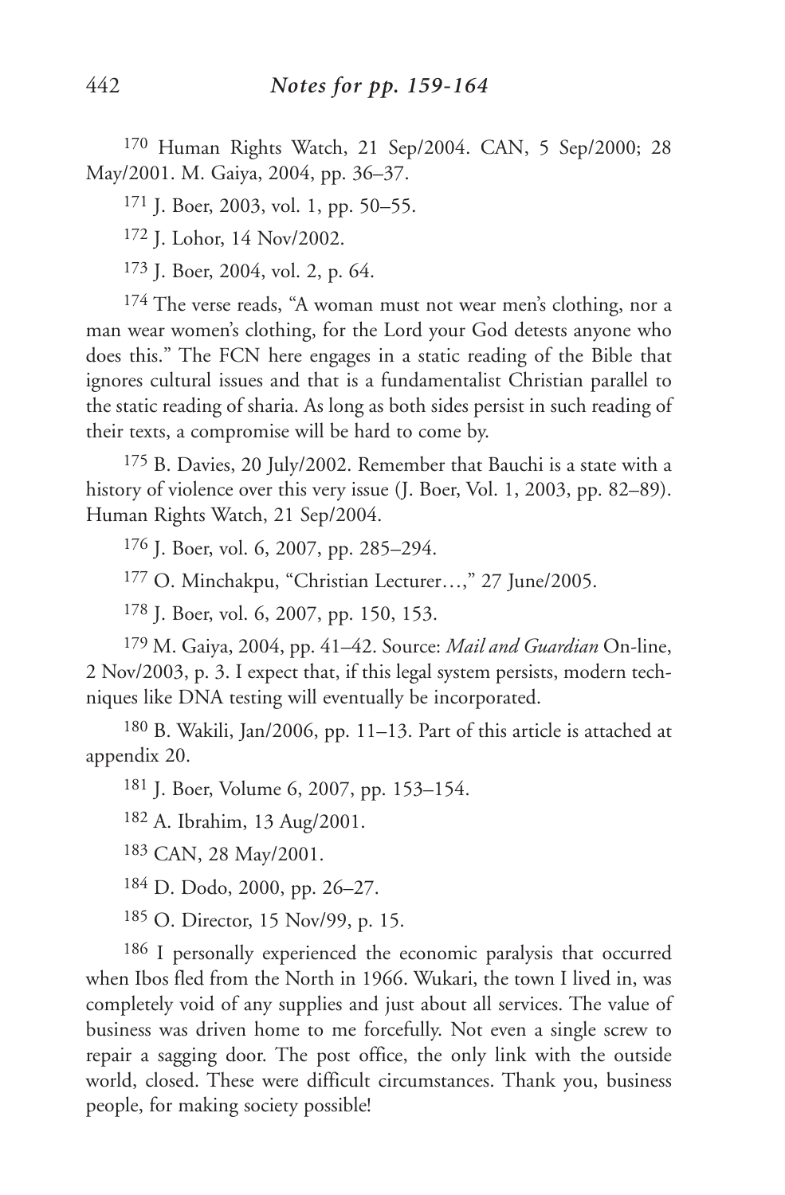## *Notes for pp. 159-164*

170 Human Rights Watch, 21 Sep/2004. CAN, 5 Sep/2000; 28 May/2001. M. Gaiya, 2004, pp. 36–37.

171 J. Boer, 2003, vol. 1, pp. 50–55.

172 J. Lohor, 14 Nov/2002.

173 J. Boer, 2004, vol. 2, p. 64.

174 The verse reads, "A woman must not wear men's clothing, nor a man wear women's clothing, for the Lord your God detests anyone who does this." The FCN here engages in a static reading of the Bible that ignores cultural issues and that is a fundamentalist Christian parallel to the static reading of sharia. As long as both sides persist in such reading of their texts, a compromise will be hard to come by.

175 B. Davies, 20 July/2002. Remember that Bauchi is a state with a history of violence over this very issue (J. Boer, Vol. 1, 2003, pp. 82–89). Human Rights Watch, 21 Sep/2004.

176 J. Boer, vol. 6, 2007, pp. 285–294.

177 O. Minchakpu, "Christian Lecturer…," 27 June/2005.

178 J. Boer, vol. 6, 2007, pp. 150, 153.

179 M. Gaiya, 2004, pp. 41–42. Source: *Mail and Guardian* On-line, 2 Nov/2003, p. 3. I expect that, if this legal system persists, modern techniques like DNA testing will eventually be incorporated.

180 B. Wakili, Jan/2006, pp. 11–13. Part of this article is attached at appendix 20.

181 J. Boer, Volume 6, 2007, pp. 153–154.

182 A. Ibrahim, 13 Aug/2001.

183 CAN, 28 May/2001.

184 D. Dodo, 2000, pp. 26–27.

185 O. Director, 15 Nov/99, p. 15.

186 I personally experienced the economic paralysis that occurred when Ibos fled from the North in 1966. Wukari, the town I lived in, was completely void of any supplies and just about all services. The value of business was driven home to me forcefully. Not even a single screw to repair a sagging door. The post office, the only link with the outside world, closed. These were difficult circumstances. Thank you, business people, for making society possible!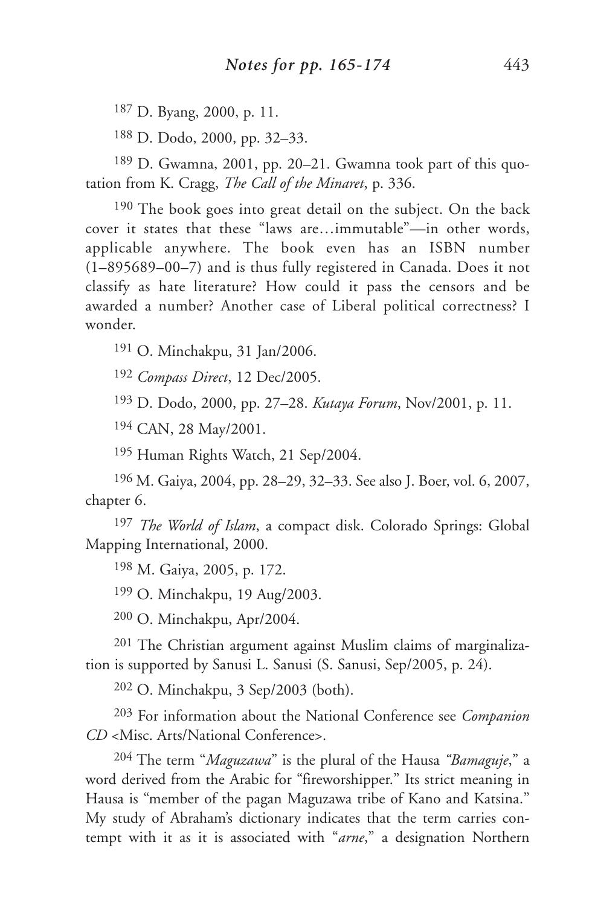[187] D. Byang, 2000, p. 11.

[188] D. Dodo, 2000, pp. 32–33.

[189] D. Gwamna, 2001, pp. 20–21. Gwamna took part of this quotation from K. Cragg, *The Call of the Minaret*, p. 336.

[190] The book goes into great detail on the subject. On the back cover it states that these "laws are…immutable"—in other words, applicable anywhere. The book even has an ISBN number (1–895689–00–7) and is thus fully registered in Canada. Does it not classify as hate literature? How could it pass the censors and be awarded a number? Another case of Liberal political correctness? I wonder.

[191] O. Minchakpu, 31 Jan/2006.

[192] *Compass Direct*, 12 Dec/2005.

[193] D. Dodo, 2000, pp. 27–28. *Kutaya Forum*, Nov/2001, p. 11.

[194] CAN, 28 May/2001.

[195] Human Rights Watch, 21 Sep/2004.

[196] M. Gaiya, 2004, pp. 28–29, 32–33. See also J. Boer, vol. 6, 2007, chapter 6.

[197] *The World of Islam*, a compact disk. Colorado Springs: Global Mapping International, 2000.

[198] M. Gaiya, 2005, p. 172.

[199] O. Minchakpu, 19 Aug/2003.

[200] O. Minchakpu, Apr/2004.

[201] The Christian argument against Muslim claims of marginalization is supported by Sanusi L. Sanusi (S. Sanusi, Sep/2005, p. 24).

[202] O. Minchakpu, 3 Sep/2003 (both).

[203] For information about the National Conference see *Companion CD* <Misc. Arts/National Conference>.

[204] The term "*Maguzawa*" is the plural of the Hausa *"Bamaguje*," a word derived from the Arabic for "fireworshipper." Its strict meaning in Hausa is "member of the pagan Maguzawa tribe of Kano and Katsina." My study of Abraham's dictionary indicates that the term carries contempt with it as it is associated with "*arne*," a designation Northern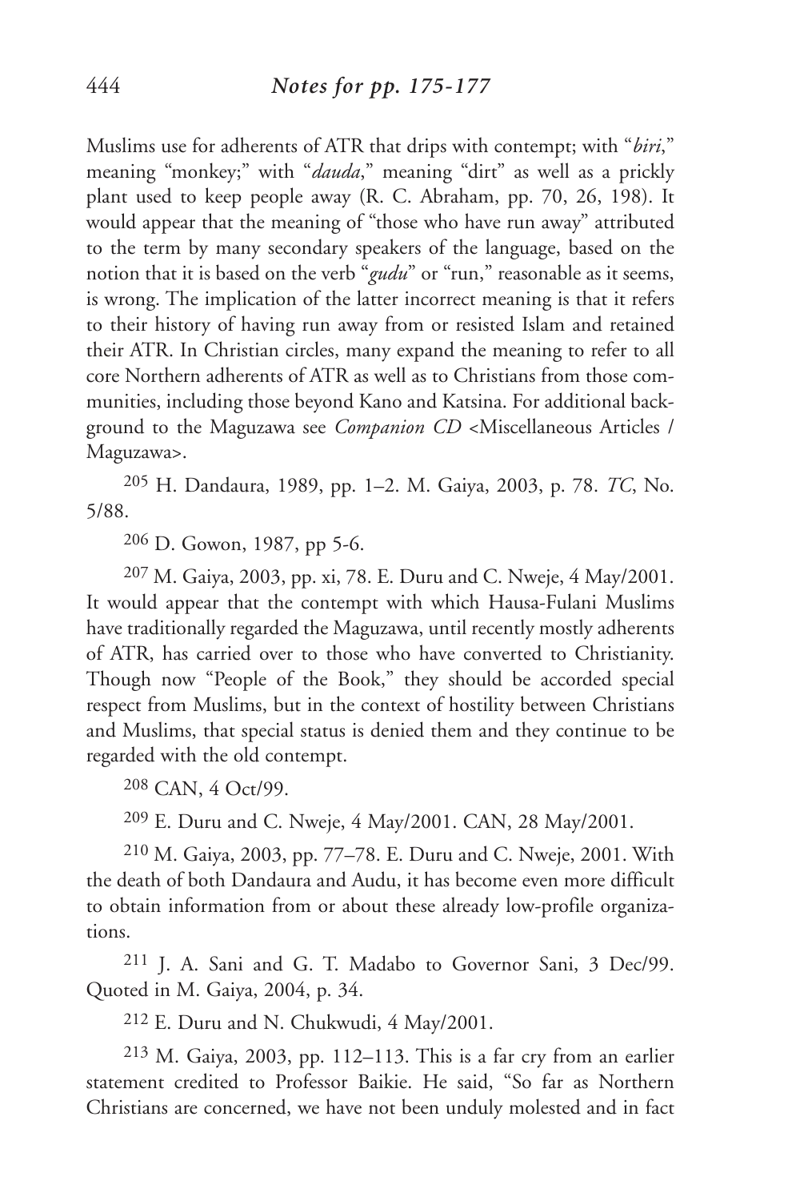Muslims use for adherents of ATR that drips with contempt; with "*biri*," meaning "monkey;" with "*dauda*," meaning "dirt" as well as a prickly plant used to keep people away (R. C. Abraham, pp. 70, 26, 198). It would appear that the meaning of "those who have run away" attributed to the term by many secondary speakers of the language, based on the notion that it is based on the verb "*gudu*" or "run," reasonable as it seems, is wrong. The implication of the latter incorrect meaning is that it refers to their history of having run away from or resisted Islam and retained their ATR. In Christian circles, many expand the meaning to refer to all core Northern adherents of ATR as well as to Christians from those communities, including those beyond Kano and Katsina. For additional background to the Maguzawa see *Companion CD* <Miscellaneous Articles / Maguzawa>.

[205] H. Dandaura, 1989, pp. 1–2. M. Gaiya, 2003, p. 78. *TC*, No. 5/88.

[206] D. Gowon, 1987, pp 5-6.

[207] M. Gaiya, 2003, pp. xi, 78. E. Duru and C. Nweje, 4 May/2001. It would appear that the contempt with which Hausa-Fulani Muslims have traditionally regarded the Maguzawa, until recently mostly adherents of ATR, has carried over to those who have converted to Christianity. Though now "People of the Book," they should be accorded special respect from Muslims, but in the context of hostility between Christians and Muslims, that special status is denied them and they continue to be regarded with the old contempt.

[208] CAN, 4 Oct/99.

[209] E. Duru and C. Nweje, 4 May/2001. CAN, 28 May/2001.

[210] M. Gaiya, 2003, pp. 77–78. E. Duru and C. Nweje, 2001. With the death of both Dandaura and Audu, it has become even more difficult to obtain information from or about these already low-profile organizations.

[211] J. A. Sani and G. T. Madabo to Governor Sani, 3 Dec/99. Quoted in M. Gaiya, 2004, p. 34.

[212] E. Duru and N. Chukwudi, 4 May/2001.

[213] M. Gaiya, 2003, pp. 112–113. This is a far cry from an earlier statement credited to Professor Baikie. He said, "So far as Northern Christians are concerned, we have not been unduly molested and in fact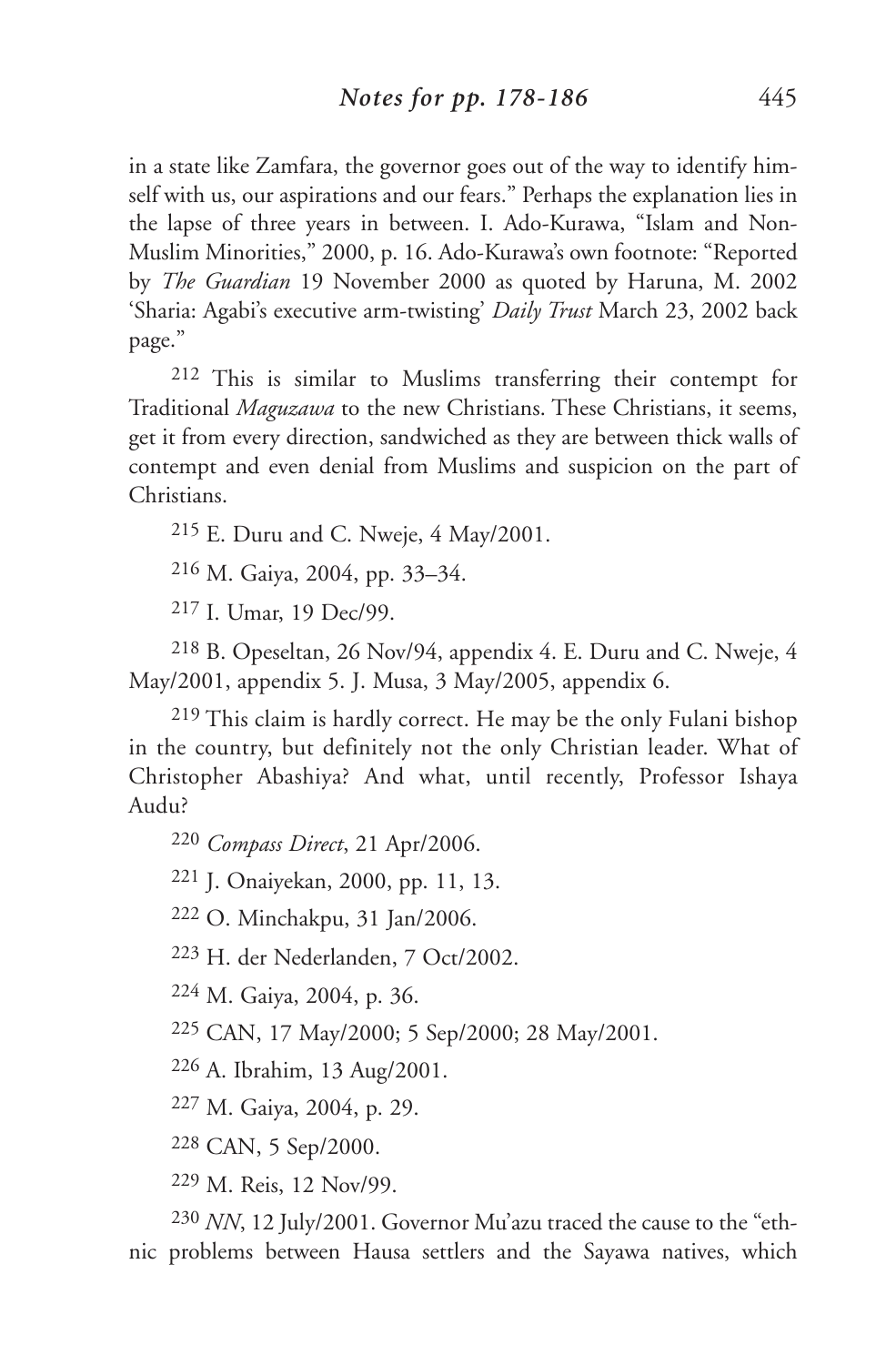in a state like Zamfara, the governor goes out of the way to identify himself with us, our aspirations and our fears." Perhaps the explanation lies in the lapse of three years in between. I. Ado-Kurawa, "Islam and Non-Muslim Minorities," 2000, p. 16. Ado-Kurawa's own footnote: "Reported by *The Guardian* 19 November 2000 as quoted by Haruna, M. 2002 'Sharia: Agabi's executive arm-twisting' *Daily Trust* March 23, 2002 back page."

[212] This is similar to Muslims transferring their contempt for Traditional *Maguzawa* to the new Christians. These Christians, it seems, get it from every direction, sandwiched as they are between thick walls of contempt and even denial from Muslims and suspicion on the part of Christians.

[215] E. Duru and C. Nweje, 4 May/2001.

[216] M. Gaiya, 2004, pp. 33–34.

[217] I. Umar, 19 Dec/99.

[218] B. Opeseltan, 26 Nov/94, appendix 4. E. Duru and C. Nweje, 4 May/2001, appendix 5. J. Musa, 3 May/2005, appendix 6.

[219] This claim is hardly correct. He may be the only Fulani bishop in the country, but definitely not the only Christian leader. What of Christopher Abashiya? And what, until recently, Professor Ishaya Audu?

[220] *Compass Direct*, 21 Apr/2006.

[221] J. Onaiyekan, 2000, pp. 11, 13.

[222] O. Minchakpu, 31 Jan/2006.

[223] H. der Nederlanden, 7 Oct/2002.

[224] M. Gaiya, 2004, p. 36.

[225] CAN, 17 May/2000; 5 Sep/2000; 28 May/2001.

[226] A. Ibrahim, 13 Aug/2001.

[227] M. Gaiya, 2004, p. 29.

[228] CAN, 5 Sep/2000.

[229] M. Reis, 12 Nov/99.

[230] *NN*, 12 July/2001. Governor Mu'azu traced the cause to the "ethnic problems between Hausa settlers and the Sayawa natives, which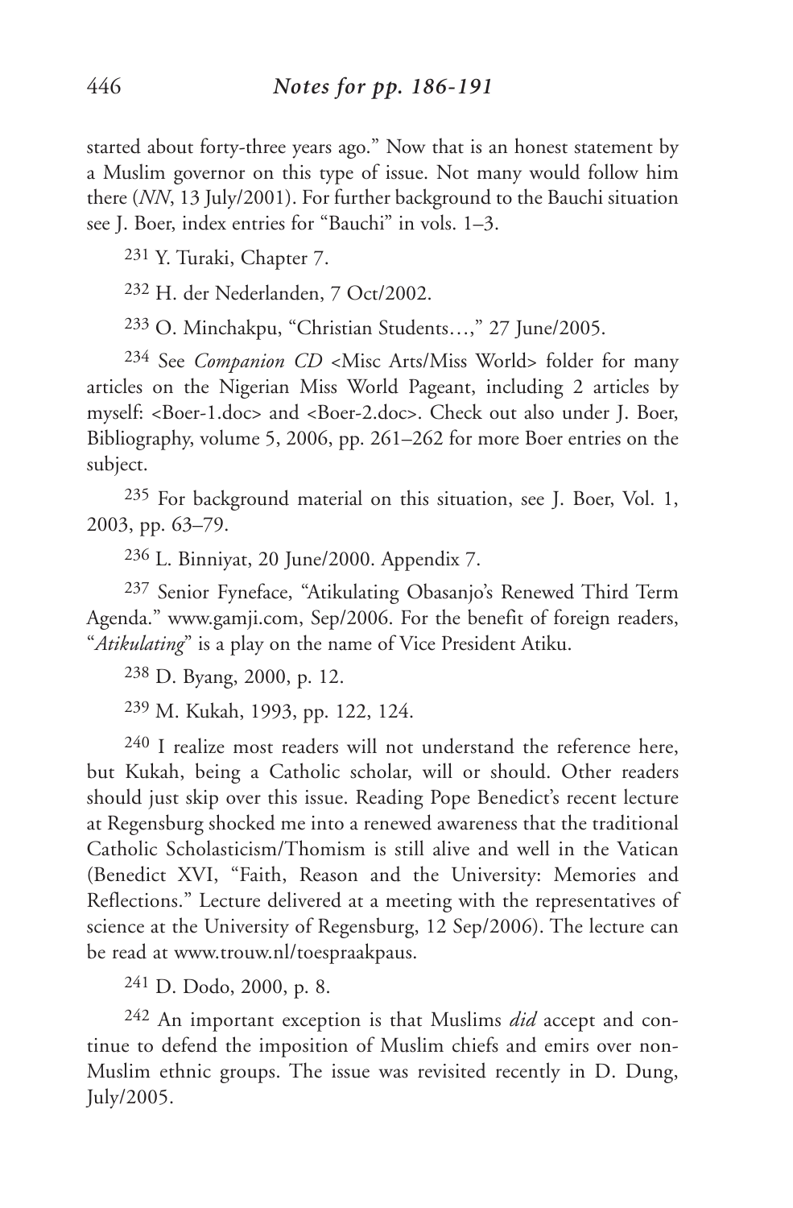started about forty-three years ago." Now that is an honest statement by a Muslim governor on this type of issue. Not many would follow him there (*NN*, 13 July/2001). For further background to the Bauchi situation see J. Boer, index entries for "Bauchi" in vols. 1–3.

[231] Y. Turaki, Chapter 7.

[232] H. der Nederlanden, 7 Oct/2002.

[233] O. Minchakpu, "Christian Students…," 27 June/2005.

[234] See *Companion CD* <Misc Arts/Miss World> folder for many articles on the Nigerian Miss World Pageant, including 2 articles by myself: <Boer-1.doc> and <Boer-2.doc>. Check out also under J. Boer, Bibliography, volume 5, 2006, pp. 261–262 for more Boer entries on the subject.

[235] For background material on this situation, see J. Boer, Vol. 1, 2003, pp. 63–79.

[236] L. Binniyat, 20 June/2000. Appendix 7.

[237] Senior Fyneface, "Atikulating Obasanjo's Renewed Third Term Agenda." www.gamji.com, Sep/2006. For the benefit of foreign readers, "*Atikulating*" is a play on the name of Vice President Atiku.

[238] D. Byang, 2000, p. 12.

[239] M. Kukah, 1993, pp. 122, 124.

[240] I realize most readers will not understand the reference here, but Kukah, being a Catholic scholar, will or should. Other readers should just skip over this issue. Reading Pope Benedict's recent lecture at Regensburg shocked me into a renewed awareness that the traditional Catholic Scholasticism/Thomism is still alive and well in the Vatican (Benedict XVI, "Faith, Reason and the University: Memories and Reflections." Lecture delivered at a meeting with the representatives of science at the University of Regensburg, 12 Sep/2006). The lecture can be read at www.trouw.nl/toespraakpaus.

[241] D. Dodo, 2000, p. 8.

[242] An important exception is that Muslims *did* accept and continue to defend the imposition of Muslim chiefs and emirs over non-Muslim ethnic groups. The issue was revisited recently in D. Dung, July/2005.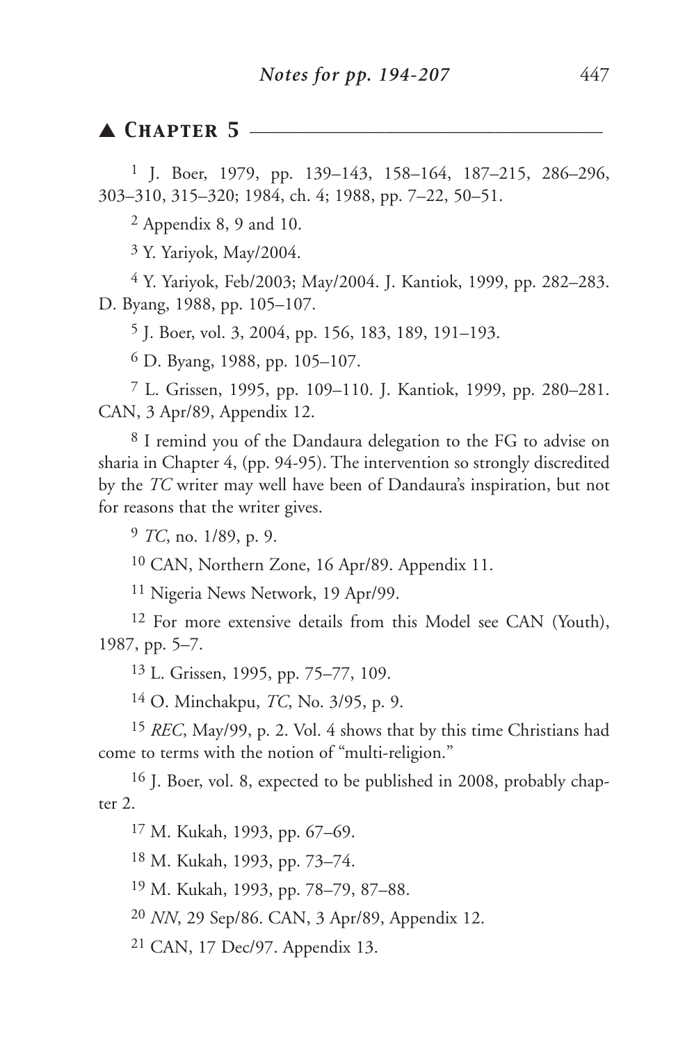## ▲ Chapter 5

[1] J. Boer, 1979, pp. 139–143, 158–164, 187–215, 286–296, 303–310, 315–320; 1984, ch. 4; 1988, pp. 7–22, 50–51.

[2] Appendix 8, 9 and 10.

[3] Y. Yariyok, May/2004.

[4] Y. Yariyok, Feb/2003; May/2004. J. Kantiok, 1999, pp. 282–283. D. Byang, 1988, pp. 105–107.

[5] J. Boer, vol. 3, 2004, pp. 156, 183, 189, 191–193.

[6] D. Byang, 1988, pp. 105–107.

[7] L. Grissen, 1995, pp. 109–110. J. Kantiok, 1999, pp. 280–281. CAN, 3 Apr/89, Appendix 12.

[8] I remind you of the Dandaura delegation to the FG to advise on sharia in Chapter 4, (pp. 94-95). The intervention so strongly discredited by the *TC* writer may well have been of Dandaura's inspiration, but not for reasons that the writer gives.

[9] *TC*, no. 1/89, p. 9.

[10] CAN, Northern Zone, 16 Apr/89. Appendix 11.

[11] Nigeria News Network, 19 Apr/99.

[12] For more extensive details from this Model see CAN (Youth), 1987, pp. 5–7.

[13] L. Grissen, 1995, pp. 75–77, 109.

[14] O. Minchakpu, *TC*, No. 3/95, p. 9.

[15] *REC*, May/99, p. 2. Vol. 4 shows that by this time Christians had come to terms with the notion of "multi-religion."

[16] J. Boer, vol. 8, expected to be published in 2008, probably chapter 2.

[17] M. Kukah, 1993, pp. 67–69.

[18] M. Kukah, 1993, pp. 73–74.

[19] M. Kukah, 1993, pp. 78–79, 87–88.

[20] *NN*, 29 Sep/86. CAN, 3 Apr/89, Appendix 12.

[21] CAN, 17 Dec/97. Appendix 13.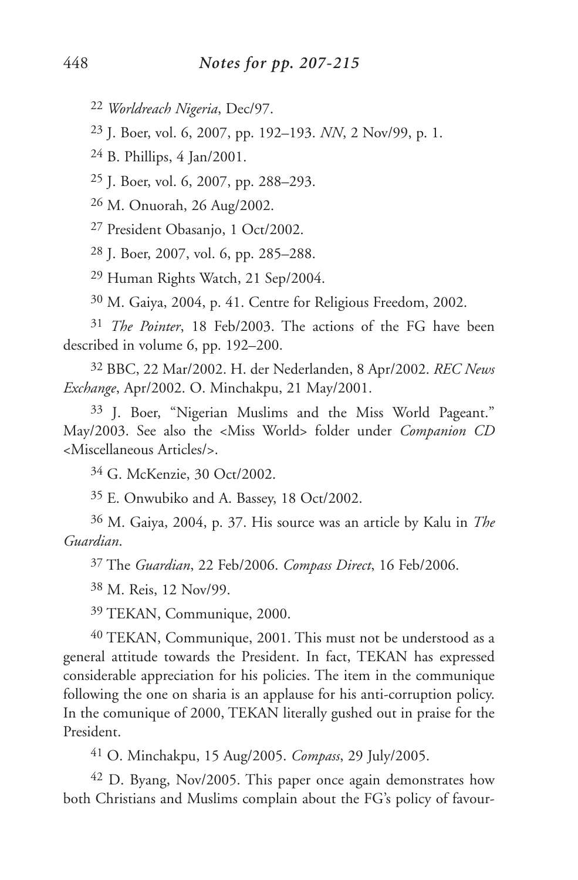22 *Worldreach Nigeria*, Dec/97.

23 J. Boer, vol. 6, 2007, pp. 192–193. *NN*, 2 Nov/99, p. 1.

24 B. Phillips, 4 Jan/2001.

25 J. Boer, vol. 6, 2007, pp. 288–293.

26 M. Onuorah, 26 Aug/2002.

27 President Obasanjo, 1 Oct/2002.

28 J. Boer, 2007, vol. 6, pp. 285–288.

29 Human Rights Watch, 21 Sep/2004.

30 M. Gaiya, 2004, p. 41. Centre for Religious Freedom, 2002.

31 *The Pointer*, 18 Feb/2003. The actions of the FG have been described in volume 6, pp. 192–200.

32 BBC, 22 Mar/2002. H. der Nederlanden, 8 Apr/2002. *REC News Exchange*, Apr/2002. O. Minchakpu, 21 May/2001.

33 J. Boer, "Nigerian Muslims and the Miss World Pageant." May/2003. See also the <Miss World> folder under *Companion CD* <Miscellaneous Articles/>.

34 G. McKenzie, 30 Oct/2002.

35 E. Onwubiko and A. Bassey, 18 Oct/2002.

36 M. Gaiya, 2004, p. 37. His source was an article by Kalu in *The Guardian*.

37 The *Guardian*, 22 Feb/2006. *Compass Direct*, 16 Feb/2006.

38 M. Reis, 12 Nov/99.

39 TEKAN, Communique, 2000.

40 TEKAN, Communique, 2001. This must not be understood as a general attitude towards the President. In fact, TEKAN has expressed considerable appreciation for his policies. The item in the communique following the one on sharia is an applause for his anti-corruption policy. In the comunique of 2000, TEKAN literally gushed out in praise for the President.

41 O. Minchakpu, 15 Aug/2005. *Compass*, 29 July/2005.

42 D. Byang, Nov/2005. This paper once again demonstrates how both Christians and Muslims complain about the FG's policy of favour-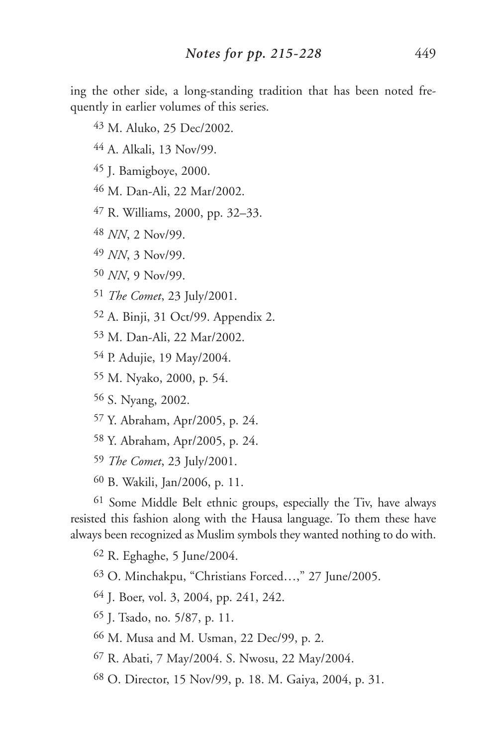ing the other side, a long-standing tradition that has been noted frequently in earlier volumes of this series.

43 M. Aluko, 25 Dec/2002.

44 A. Alkali, 13 Nov/99.

45 J. Bamigboye, 2000.

46 M. Dan-Ali, 22 Mar/2002.

47 R. Williams, 2000, pp. 32–33.

48 *NN*, 2 Nov/99.

49 *NN*, 3 Nov/99.

50 *NN*, 9 Nov/99.

51 *The Comet*, 23 July/2001.

52 A. Binji, 31 Oct/99. Appendix 2.

53 M. Dan-Ali, 22 Mar/2002.

54 P. Adujie, 19 May/2004.

55 M. Nyako, 2000, p. 54.

56 S. Nyang, 2002.

57 Y. Abraham, Apr/2005, p. 24.

58 Y. Abraham, Apr/2005, p. 24.

59 *The Comet*, 23 July/2001.

60 B. Wakili, Jan/2006, p. 11.

61 Some Middle Belt ethnic groups, especially the Tiv, have always resisted this fashion along with the Hausa language. To them these have always been recognized as Muslim symbols they wanted nothing to do with.

62 R. Eghaghe, 5 June/2004.

63 O. Minchakpu, "Christians Forced…," 27 June/2005.

64 J. Boer, vol. 3, 2004, pp. 241, 242.

65 J. Tsado, no. 5/87, p. 11.

66 M. Musa and M. Usman, 22 Dec/99, p. 2.

67 R. Abati, 7 May/2004. S. Nwosu, 22 May/2004.

68 O. Director, 15 Nov/99, p. 18. M. Gaiya, 2004, p. 31.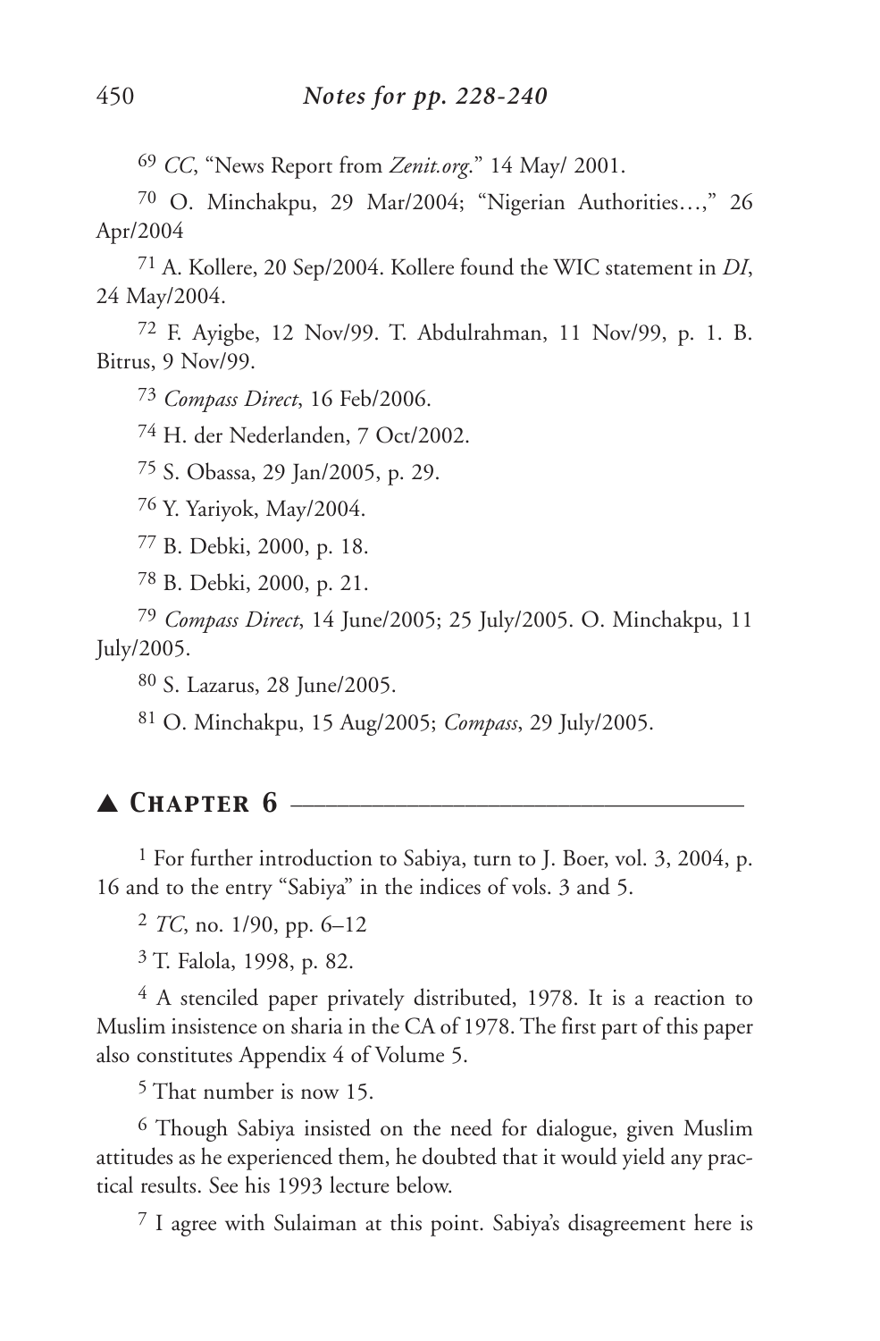[69] *CC*, "News Report from *Zenit.org*." 14 May/ 2001.

[70] O. Minchakpu, 29 Mar/2004; "Nigerian Authorities…," 26 Apr/2004

[71] A. Kollere, 20 Sep/2004. Kollere found the WIC statement in *DI*, 24 May/2004.

[72] F. Ayigbe, 12 Nov/99. T. Abdulrahman, 11 Nov/99, p. 1. B. Bitrus, 9 Nov/99.

[73] *Compass Direct*, 16 Feb/2006.

[74] H. der Nederlanden, 7 Oct/2002.

[75] S. Obassa, 29 Jan/2005, p. 29.

[76] Y. Yariyok, May/2004.

[77] B. Debki, 2000, p. 18.

[78] B. Debki, 2000, p. 21.

[79] *Compass Direct*, 14 June/2005; 25 July/2005. O. Minchakpu, 11 July/2005.

[80] S. Lazarus, 28 June/2005.

[81] O. Minchakpu, 15 Aug/2005; *Compass*, 29 July/2005.

## ▲ *Chapter 6*

[1] For further introduction to Sabiya, turn to J. Boer, vol. 3, 2004, p. 16 and to the entry "Sabiya" in the indices of vols. 3 and 5.

[2] *TC*, no. 1/90, pp. 6–12

[3] T. Falola, 1998, p. 82.

[4] A stenciled paper privately distributed, 1978. It is a reaction to Muslim insistence on sharia in the CA of 1978. The first part of this paper also constitutes Appendix 4 of Volume 5.

[5] That number is now 15.

[6] Though Sabiya insisted on the need for dialogue, given Muslim attitudes as he experienced them, he doubted that it would yield any practical results. See his 1993 lecture below.

[7] I agree with Sulaiman at this point. Sabiya's disagreement here is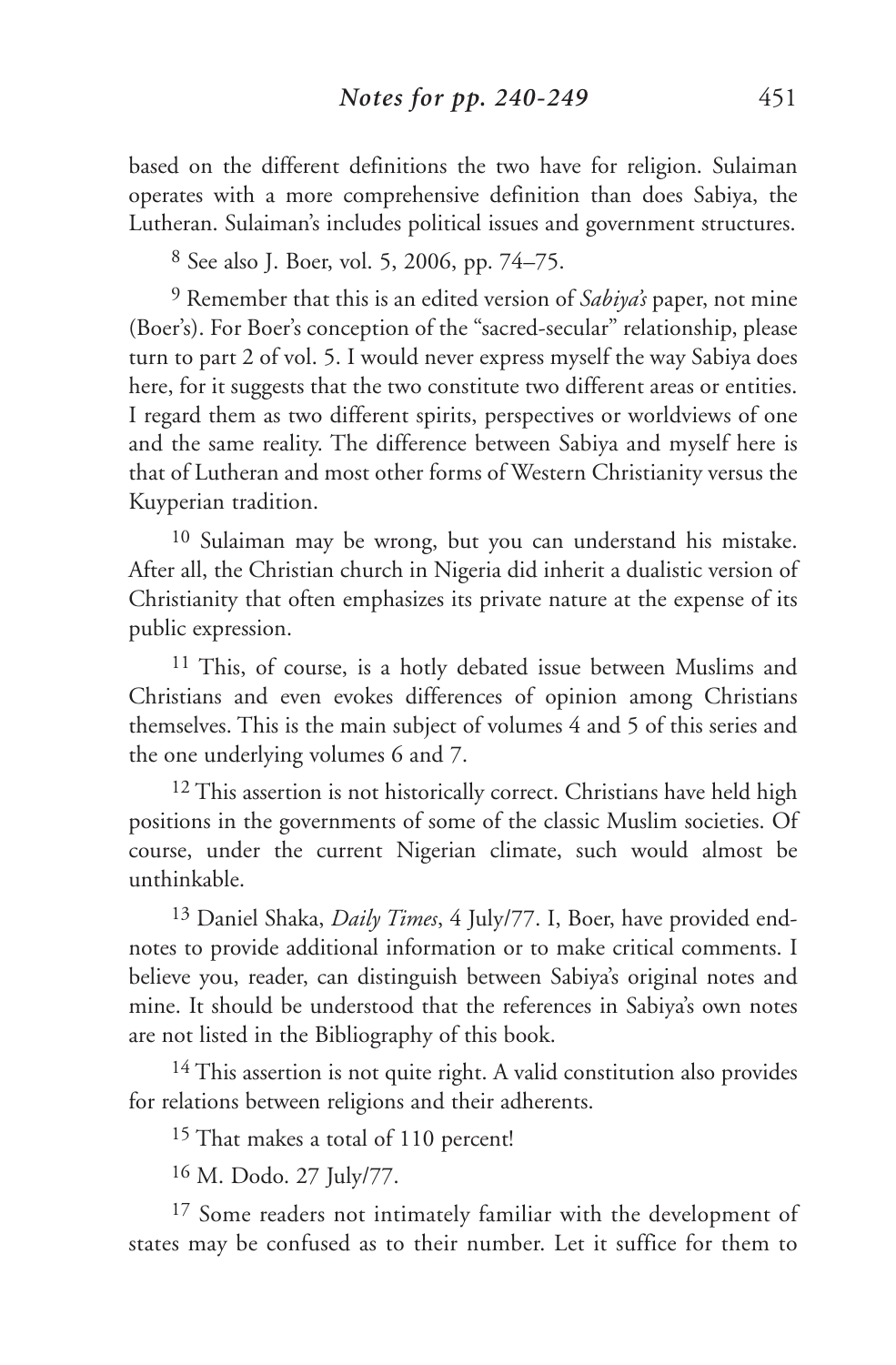based on the different definitions the two have for religion. Sulaiman operates with a more comprehensive definition than does Sabiya, the Lutheran. Sulaiman's includes political issues and government structures.

[8] See also J. Boer, vol. 5, 2006, pp. 74–75.

[9] Remember that this is an edited version of *Sabiya's* paper, not mine (Boer's). For Boer's conception of the "sacred-secular" relationship, please turn to part 2 of vol. 5. I would never express myself the way Sabiya does here, for it suggests that the two constitute two different areas or entities. I regard them as two different spirits, perspectives or worldviews of one and the same reality. The difference between Sabiya and myself here is that of Lutheran and most other forms of Western Christianity versus the Kuyperian tradition.

[10] Sulaiman may be wrong, but you can understand his mistake. After all, the Christian church in Nigeria did inherit a dualistic version of Christianity that often emphasizes its private nature at the expense of its public expression.

[11] This, of course, is a hotly debated issue between Muslims and Christians and even evokes differences of opinion among Christians themselves. This is the main subject of volumes 4 and 5 of this series and the one underlying volumes 6 and 7.

[12] This assertion is not historically correct. Christians have held high positions in the governments of some of the classic Muslim societies. Of course, under the current Nigerian climate, such would almost be unthinkable.

[13] Daniel Shaka, *Daily Times*, 4 July/77. I, Boer, have provided endnotes to provide additional information or to make critical comments. I believe you, reader, can distinguish between Sabiya's original notes and mine. It should be understood that the references in Sabiya's own notes are not listed in the Bibliography of this book.

[14] This assertion is not quite right. A valid constitution also provides for relations between religions and their adherents.

[15] That makes a total of 110 percent!

[16] M. Dodo. 27 July/77.

[17] Some readers not intimately familiar with the development of states may be confused as to their number. Let it suffice for them to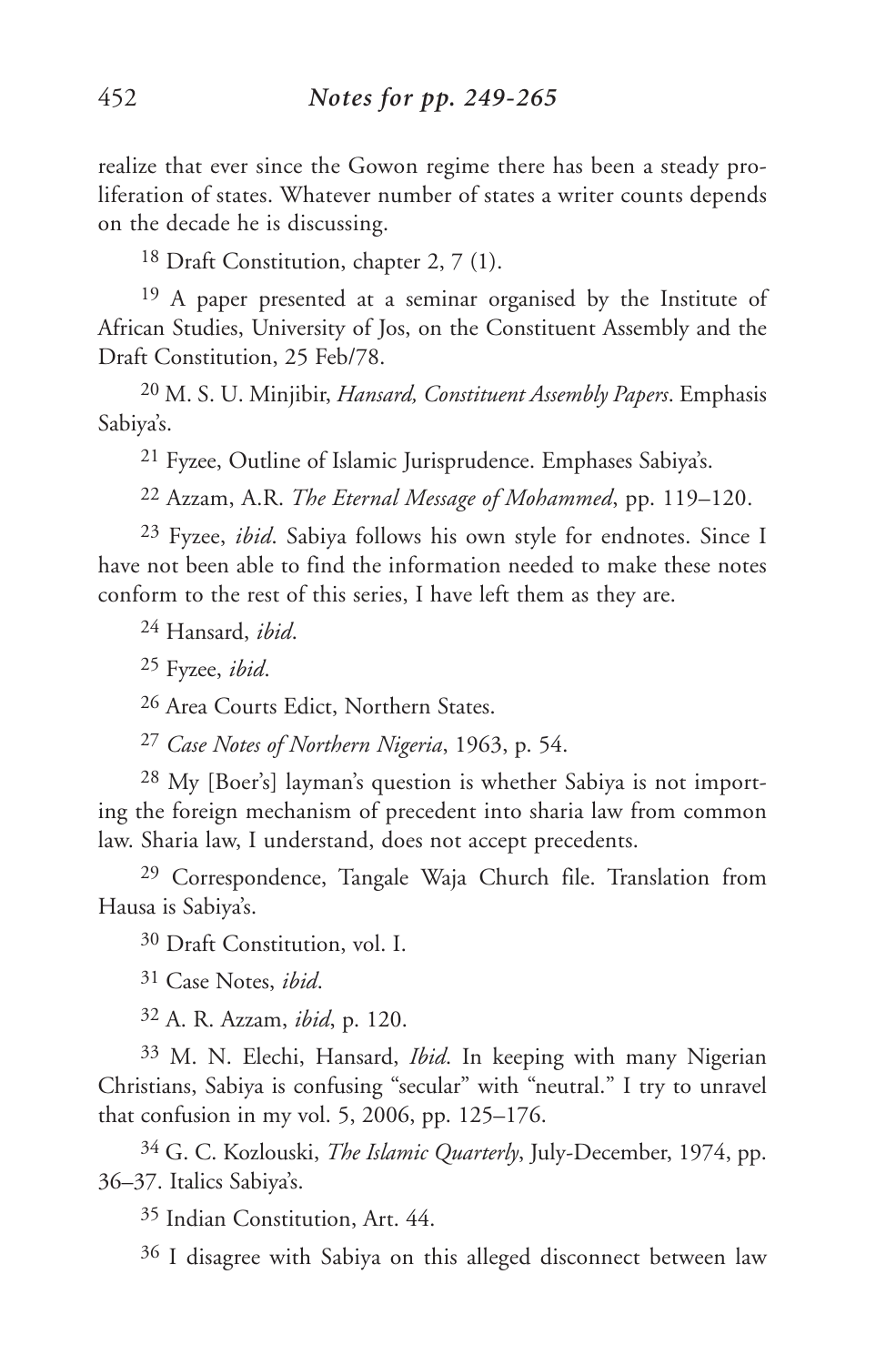realize that ever since the Gowon regime there has been a steady proliferation of states. Whatever number of states a writer counts depends on the decade he is discussing.

[18] Draft Constitution, chapter 2, 7 (1).

[19] A paper presented at a seminar organised by the Institute of African Studies, University of Jos, on the Constituent Assembly and the Draft Constitution, 25 Feb/78.

[20] M. S. U. Minjibir, *Hansard, Constituent Assembly Papers*. Emphasis Sabiya's.

[21] Fyzee, Outline of Islamic Jurisprudence. Emphases Sabiya's.

[22] Azzam, A.R. *The Eternal Message of Mohammed*, pp. 119–120.

[23] Fyzee, *ibid*. Sabiya follows his own style for endnotes. Since I have not been able to find the information needed to make these notes conform to the rest of this series, I have left them as they are.

[24] Hansard, *ibid*.

[25] Fyzee, *ibid*.

[26] Area Courts Edict, Northern States.

[27] *Case Notes of Northern Nigeria*, 1963, p. 54.

[28] My [Boer's] layman's question is whether Sabiya is not importing the foreign mechanism of precedent into sharia law from common law. Sharia law, I understand, does not accept precedents.

[29] Correspondence, Tangale Waja Church file. Translation from Hausa is Sabiya's.

[30] Draft Constitution, vol. I.

[31] Case Notes, *ibid*.

[32] A. R. Azzam, *ibid*, p. 120.

[33] M. N. Elechi, Hansard, *Ibid*. In keeping with many Nigerian Christians, Sabiya is confusing "secular" with "neutral." I try to unravel that confusion in my vol. 5, 2006, pp. 125–176.

[34] G. C. Kozlouski, *The Islamic Quarterly*, July-December, 1974, pp. 36–37. Italics Sabiya's.

[35] Indian Constitution, Art. 44.

[36] I disagree with Sabiya on this alleged disconnect between law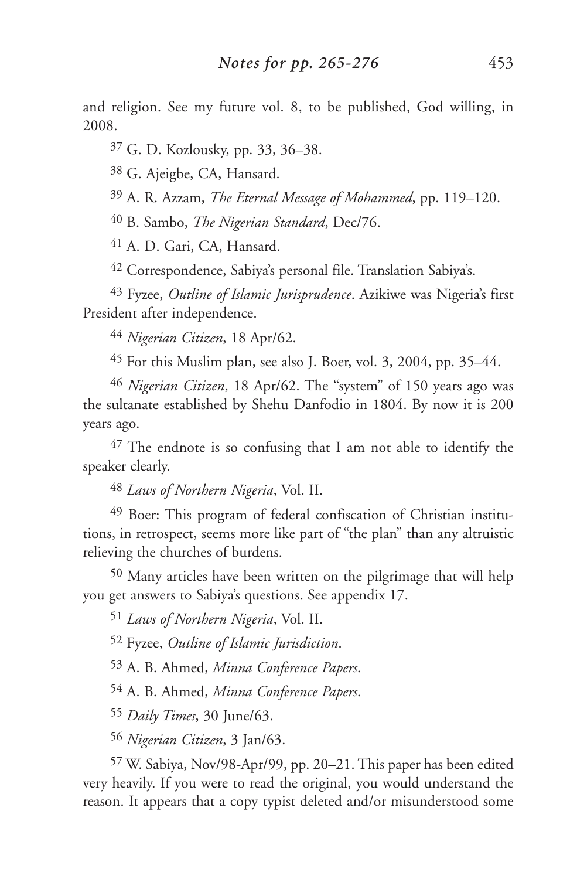and religion. See my future vol. 8, to be published, God willing, in 2008.

[37] G. D. Kozlousky, pp. 33, 36–38.

[38] G. Ajeigbe, CA, Hansard.

[39] A. R. Azzam, *The Eternal Message of Mohammed*, pp. 119–120.

[40] B. Sambo, *The Nigerian Standard*, Dec/76.

[41] A. D. Gari, CA, Hansard.

[42] Correspondence, Sabiya's personal file. Translation Sabiya's.

[43] Fyzee, *Outline of Islamic Jurisprudence*. Azikiwe was Nigeria's first President after independence.

[44] *Nigerian Citizen*, 18 Apr/62.

[45] For this Muslim plan, see also J. Boer, vol. 3, 2004, pp. 35–44.

[46] *Nigerian Citizen*, 18 Apr/62. The "system" of 150 years ago was the sultanate established by Shehu Danfodio in 1804. By now it is 200 years ago.

[47] The endnote is so confusing that I am not able to identify the speaker clearly.

[48] *Laws of Northern Nigeria*, Vol. II.

[49] Boer: This program of federal confiscation of Christian institutions, in retrospect, seems more like part of "the plan" than any altruistic relieving the churches of burdens.

[50] Many articles have been written on the pilgrimage that will help you get answers to Sabiya's questions. See appendix 17.

[51] *Laws of Northern Nigeria*, Vol. II.

[52] Fyzee, *Outline of Islamic Jurisdiction*.

[53] A. B. Ahmed, *Minna Conference Papers*.

[54] A. B. Ahmed, *Minna Conference Papers*.

[55] *Daily Times*, 30 June/63.

[56] *Nigerian Citizen*, 3 Jan/63.

[57] W. Sabiya, Nov/98-Apr/99, pp. 20–21. This paper has been edited very heavily. If you were to read the original, you would understand the reason. It appears that a copy typist deleted and/or misunderstood some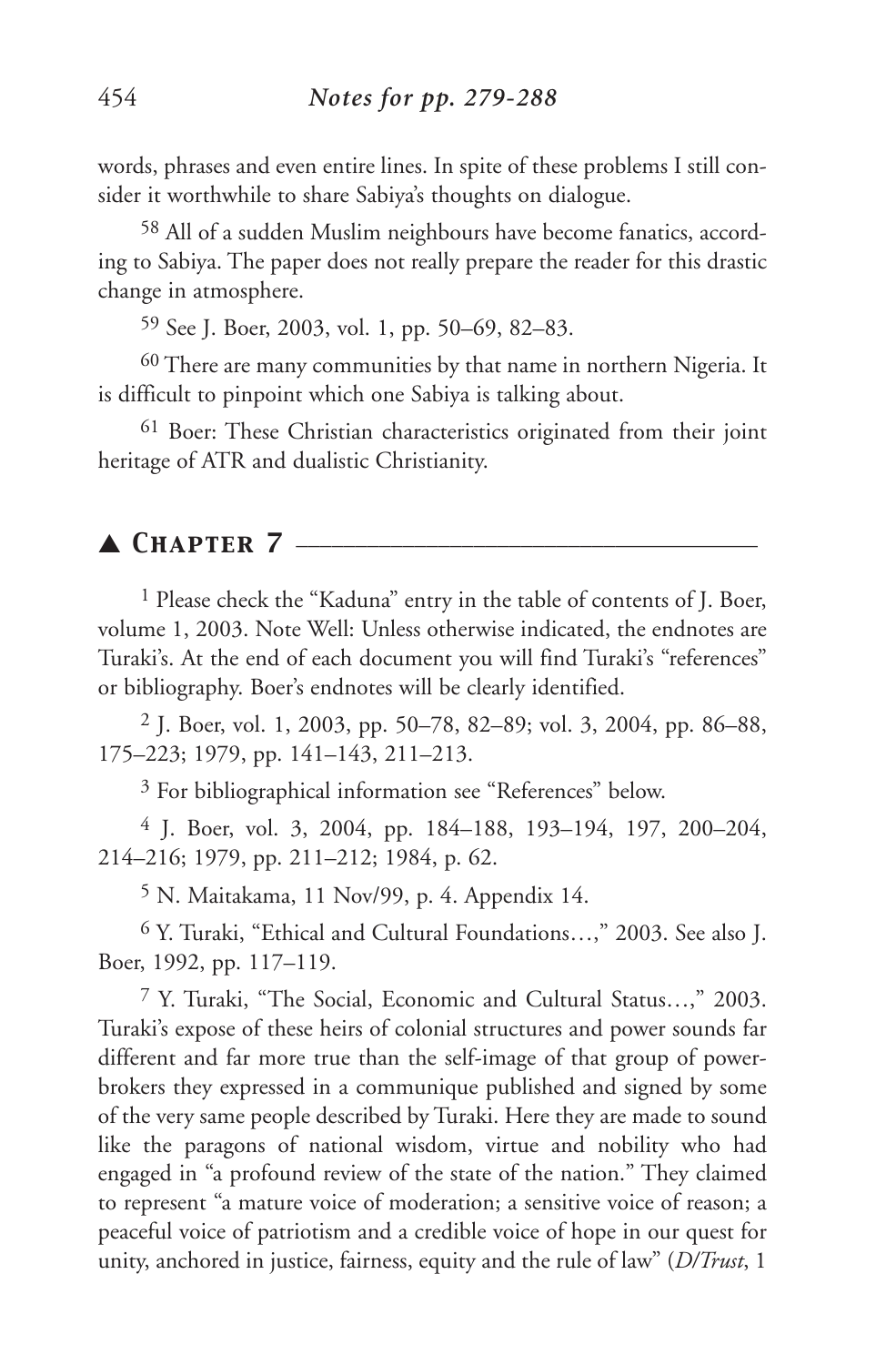words, phrases and even entire lines. In spite of these problems I still consider it worthwhile to share Sabiya's thoughts on dialogue.

[58] All of a sudden Muslim neighbours have become fanatics, according to Sabiya. The paper does not really prepare the reader for this drastic change in atmosphere.

[59] See J. Boer, 2003, vol. 1, pp. 50–69, 82–83.

[60] There are many communities by that name in northern Nigeria. It is difficult to pinpoint which one Sabiya is talking about.

[61] Boer: These Christian characteristics originated from their joint heritage of ATR and dualistic Christianity.

## ▲ Chapter 7

[1] Please check the "Kaduna" entry in the table of contents of J. Boer, volume 1, 2003. Note Well: Unless otherwise indicated, the endnotes are Turaki's. At the end of each document you will find Turaki's "references" or bibliography. Boer's endnotes will be clearly identified.

[2] J. Boer, vol. 1, 2003, pp. 50–78, 82–89; vol. 3, 2004, pp. 86–88, 175–223; 1979, pp. 141–143, 211–213.

[3] For bibliographical information see "References" below.

[4] J. Boer, vol. 3, 2004, pp. 184–188, 193–194, 197, 200–204, 214–216; 1979, pp. 211–212; 1984, p. 62.

[5] N. Maitakama, 11 Nov/99, p. 4. Appendix 14.

[6] Y. Turaki, "Ethical and Cultural Foundations…," 2003. See also J. Boer, 1992, pp. 117–119.

[7] Y. Turaki, "The Social, Economic and Cultural Status…," 2003. Turaki's expose of these heirs of colonial structures and power sounds far different and far more true than the self-image of that group of power-brokers they expressed in a communique published and signed by some of the very same people described by Turaki. Here they are made to sound like the paragons of national wisdom, virtue and nobility who had engaged in "a profound review of the state of the nation." They claimed to represent "a mature voice of moderation; a sensitive voice of reason; a peaceful voice of patriotism and a credible voice of hope in our quest for unity, anchored in justice, fairness, equity and the rule of law" (*D/Trust*, 1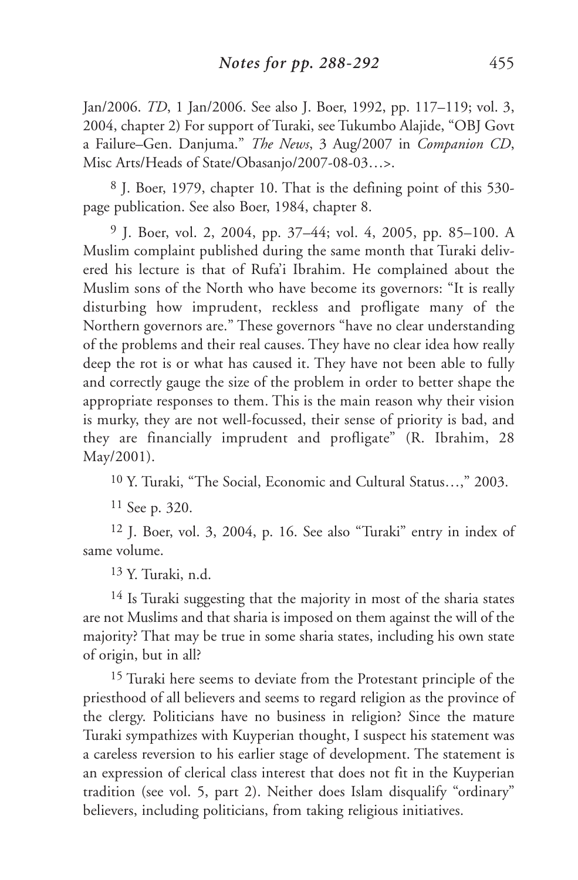Jan/2006. *TD*, 1 Jan/2006. See also J. Boer, 1992, pp. 117–119; vol. 3, 2004, chapter 2) For support of Turaki, see Tukumbo Alajide, "OBJ Govt a Failure–Gen. Danjuma." *The News*, 3 Aug/2007 in *Companion CD*, Misc Arts/Heads of State/Obasanjo/2007-08-03…>.

[8] J. Boer, 1979, chapter 10. That is the defining point of this 530-page publication. See also Boer, 1984, chapter 8.

[9] J. Boer, vol. 2, 2004, pp. 37–44; vol. 4, 2005, pp. 85–100. A Muslim complaint published during the same month that Turaki delivered his lecture is that of Rufa'i Ibrahim. He complained about the Muslim sons of the North who have become its governors: "It is really disturbing how imprudent, reckless and profligate many of the Northern governors are." These governors "have no clear understanding of the problems and their real causes. They have no clear idea how really deep the rot is or what has caused it. They have not been able to fully and correctly gauge the size of the problem in order to better shape the appropriate responses to them. This is the main reason why their vision is murky, they are not well-focussed, their sense of priority is bad, and they are financially imprudent and profligate" (R. Ibrahim, 28 May/2001).

[10] Y. Turaki, "The Social, Economic and Cultural Status…," 2003.

[11] See p. 320.

[12] J. Boer, vol. 3, 2004, p. 16. See also "Turaki" entry in index of same volume.

[13] Y. Turaki, n.d.

[14] Is Turaki suggesting that the majority in most of the sharia states are not Muslims and that sharia is imposed on them against the will of the majority? That may be true in some sharia states, including his own state of origin, but in all?

[15] Turaki here seems to deviate from the Protestant principle of the priesthood of all believers and seems to regard religion as the province of the clergy. Politicians have no business in religion? Since the mature Turaki sympathizes with Kuyperian thought, I suspect his statement was a careless reversion to his earlier stage of development. The statement is an expression of clerical class interest that does not fit in the Kuyperian tradition (see vol. 5, part 2). Neither does Islam disqualify "ordinary" believers, including politicians, from taking religious initiatives.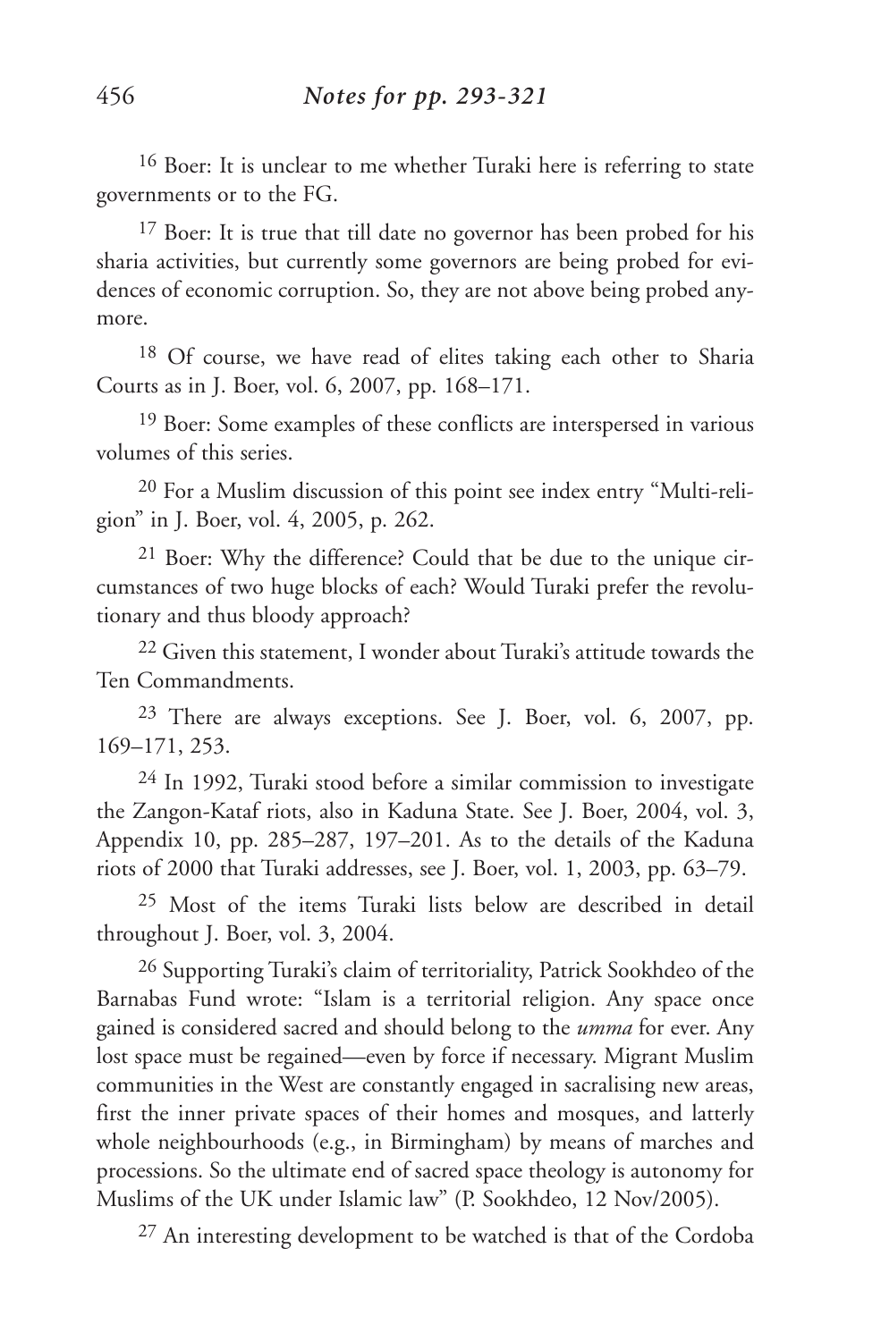[16] Boer: It is unclear to me whether Turaki here is referring to state governments or to the FG.

[17] Boer: It is true that till date no governor has been probed for his sharia activities, but currently some governors are being probed for evidences of economic corruption. So, they are not above being probed anymore.

[18] Of course, we have read of elites taking each other to Sharia Courts as in J. Boer, vol. 6, 2007, pp. 168–171.

[19] Boer: Some examples of these conflicts are interspersed in various volumes of this series.

[20] For a Muslim discussion of this point see index entry "Multi-religion" in J. Boer, vol. 4, 2005, p. 262.

[21] Boer: Why the difference? Could that be due to the unique circumstances of two huge blocks of each? Would Turaki prefer the revolutionary and thus bloody approach?

[22] Given this statement, I wonder about Turaki's attitude towards the Ten Commandments.

[23] There are always exceptions. See J. Boer, vol. 6, 2007, pp. 169–171, 253.

[24] In 1992, Turaki stood before a similar commission to investigate the Zangon-Kataf riots, also in Kaduna State. See J. Boer, 2004, vol. 3, Appendix 10, pp. 285–287, 197–201. As to the details of the Kaduna riots of 2000 that Turaki addresses, see J. Boer, vol. 1, 2003, pp. 63–79.

[25] Most of the items Turaki lists below are described in detail throughout J. Boer, vol. 3, 2004.

[26] Supporting Turaki's claim of territoriality, Patrick Sookhdeo of the Barnabas Fund wrote: "Islam is a territorial religion. Any space once gained is considered sacred and should belong to the *umma* for ever. Any lost space must be regained—even by force if necessary. Migrant Muslim communities in the West are constantly engaged in sacralising new areas, first the inner private spaces of their homes and mosques, and latterly whole neighbourhoods (e.g., in Birmingham) by means of marches and processions. So the ultimate end of sacred space theology is autonomy for Muslims of the UK under Islamic law" (P. Sookhdeo, 12 Nov/2005).

[27] An interesting development to be watched is that of the Cordoba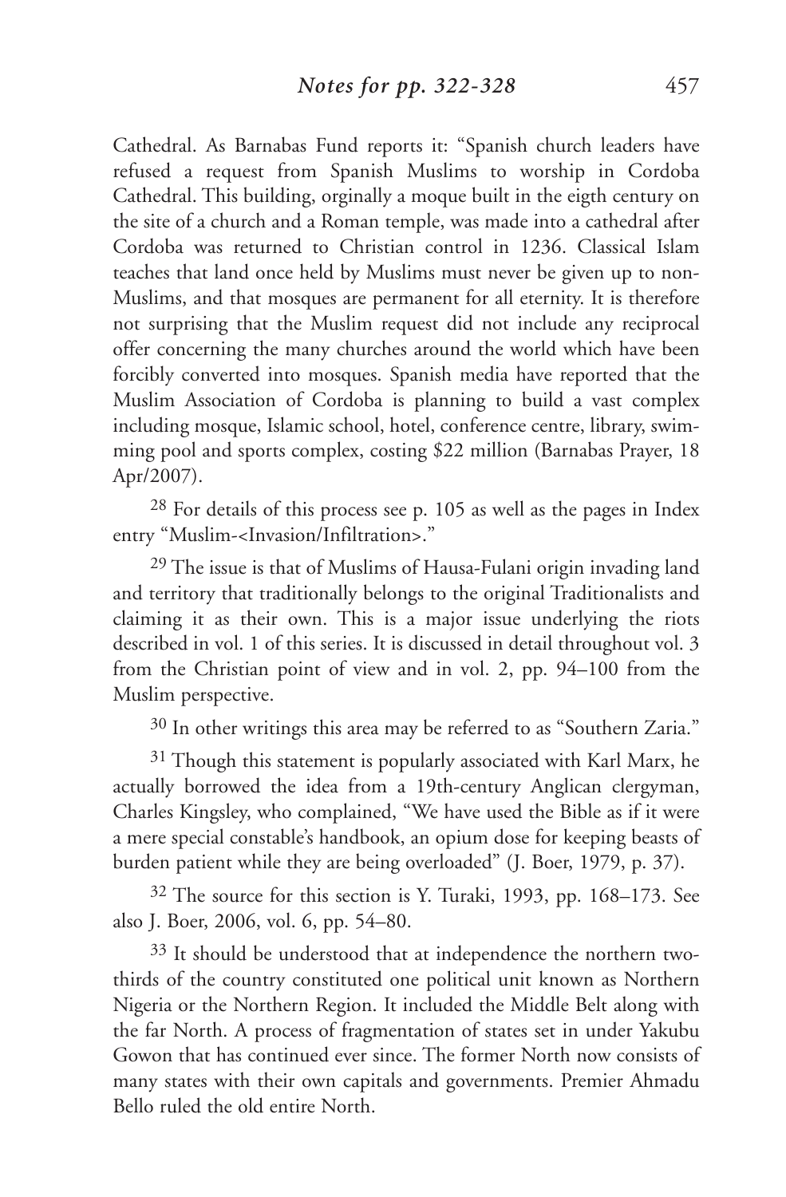Cathedral. As Barnabas Fund reports it: "Spanish church leaders have refused a request from Spanish Muslims to worship in Cordoba Cathedral. This building, orginally a moque built in the eigth century on the site of a church and a Roman temple, was made into a cathedral after Cordoba was returned to Christian control in 1236. Classical Islam teaches that land once held by Muslims must never be given up to non-Muslims, and that mosques are permanent for all eternity. It is therefore not surprising that the Muslim request did not include any reciprocal offer concerning the many churches around the world which have been forcibly converted into mosques. Spanish media have reported that the Muslim Association of Cordoba is planning to build a vast complex including mosque, Islamic school, hotel, conference centre, library, swimming pool and sports complex, costing $22 million (Barnabas Prayer, 18 Apr/2007).

[28] For details of this process see p. 105 as well as the pages in Index entry "Muslim-<Invasion/Infiltration>."

[29] The issue is that of Muslims of Hausa-Fulani origin invading land and territory that traditionally belongs to the original Traditionalists and claiming it as their own. This is a major issue underlying the riots described in vol. 1 of this series. It is discussed in detail throughout vol. 3 from the Christian point of view and in vol. 2, pp. 94–100 from the Muslim perspective.

[30] In other writings this area may be referred to as "Southern Zaria."

[31] Though this statement is popularly associated with Karl Marx, he actually borrowed the idea from a 19th-century Anglican clergyman, Charles Kingsley, who complained, "We have used the Bible as if it were a mere special constable's handbook, an opium dose for keeping beasts of burden patient while they are being overloaded" (J. Boer, 1979, p. 37).

[32] The source for this section is Y. Turaki, 1993, pp. 168–173. See also J. Boer, 2006, vol. 6, pp. 54–80.

[33] It should be understood that at independence the northern two-thirds of the country constituted one political unit known as Northern Nigeria or the Northern Region. It included the Middle Belt along with the far North. A process of fragmentation of states set in under Yakubu Gowon that has continued ever since. The former North now consists of many states with their own capitals and governments. Premier Ahmadu Bello ruled the old entire North.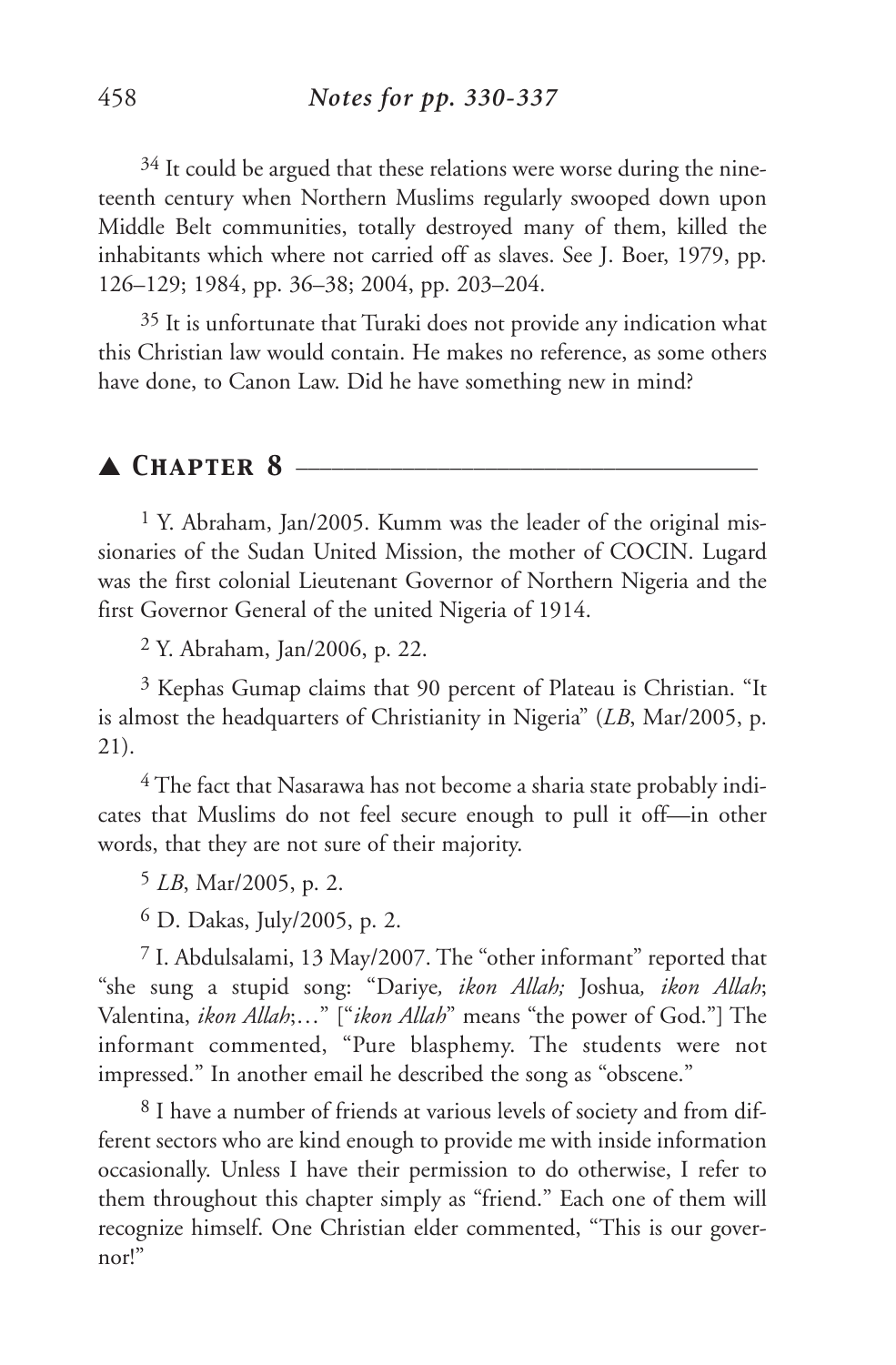[34] It could be argued that these relations were worse during the nineteenth century when Northern Muslims regularly swooped down upon Middle Belt communities, totally destroyed many of them, killed the inhabitants which where not carried off as slaves. See J. Boer, 1979, pp. 126–129; 1984, pp. 36–38; 2004, pp. 203–204.

[35] It is unfortunate that Turaki does not provide any indication what this Christian law would contain. He makes no reference, as some others have done, to Canon Law. Did he have something new in mind?

## ▲ Chapter 8

[1] Y. Abraham, Jan/2005. Kumm was the leader of the original missionaries of the Sudan United Mission, the mother of COCIN. Lugard was the first colonial Lieutenant Governor of Northern Nigeria and the first Governor General of the united Nigeria of 1914.

[2] Y. Abraham, Jan/2006, p. 22.

[3] Kephas Gumap claims that 90 percent of Plateau is Christian. "It is almost the headquarters of Christianity in Nigeria" (*LB*, Mar/2005, p. 21).

[4] The fact that Nasarawa has not become a sharia state probably indicates that Muslims do not feel secure enough to pull it off—in other words, that they are not sure of their majority.

[5] *LB*, Mar/2005, p. 2.

[6] D. Dakas, July/2005, p. 2.

[7] I. Abdulsalami, 13 May/2007. The "other informant" reported that "she sung a stupid song: "Dariye*, ikon Allah;* Joshua*, ikon Allah*; Valentina, *ikon Allah*;…" ["*ikon Allah*" means "the power of God."] The informant commented, "Pure blasphemy. The students were not impressed." In another email he described the song as "obscene."

[8] I have a number of friends at various levels of society and from different sectors who are kind enough to provide me with inside information occasionally. Unless I have their permission to do otherwise, I refer to them throughout this chapter simply as "friend." Each one of them will recognize himself. One Christian elder commented, "This is our governor!"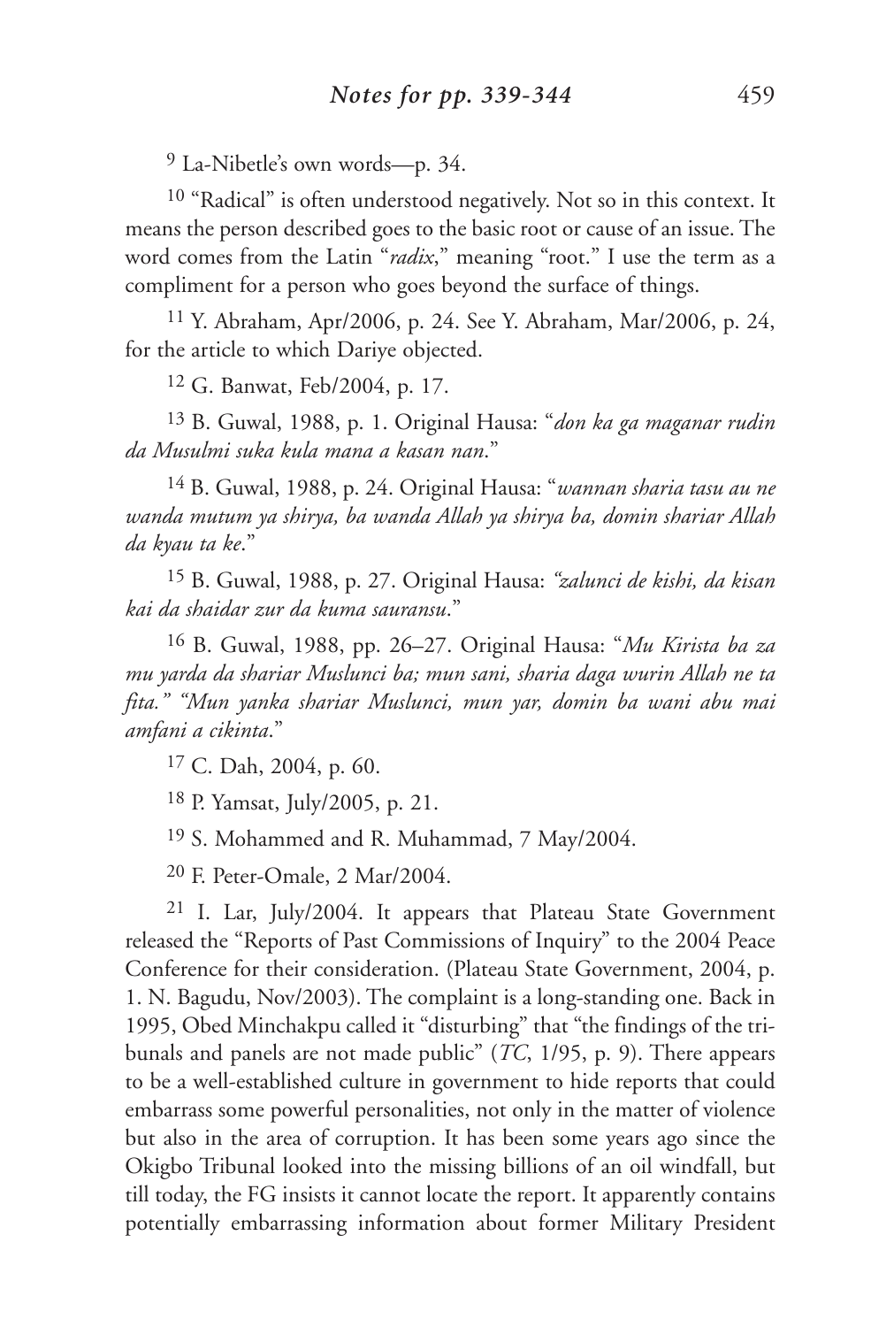[9] La-Nibetle's own words—p. 34.

[10] "Radical" is often understood negatively. Not so in this context. It means the person described goes to the basic root or cause of an issue. The word comes from the Latin "*radix*," meaning "root." I use the term as a compliment for a person who goes beyond the surface of things.

[11] Y. Abraham, Apr/2006, p. 24. See Y. Abraham, Mar/2006, p. 24, for the article to which Dariye objected.

[12] G. Banwat, Feb/2004, p. 17.

[13] B. Guwal, 1988, p. 1. Original Hausa: "*don ka ga maganar rudin da Musulmi suka kula mana a kasan nan*."

[14] B. Guwal, 1988, p. 24. Original Hausa: "*wannan sharia tasu au ne wanda mutum ya shirya, ba wanda Allah ya shirya ba, domin shariar Allah da kyau ta ke*."

[15] B. Guwal, 1988, p. 27. Original Hausa: *"zalunci de kishi, da kisan kai da shaidar zur da kuma sauransu*."

[16] B. Guwal, 1988, pp. 26–27. Original Hausa: "*Mu Kirista ba za mu yarda da shariar Muslunci ba; mun sani, sharia daga wurin Allah ne ta fita." "Mun yanka shariar Muslunci, mun yar, domin ba wani abu mai amfani a cikinta*."

[17] C. Dah, 2004, p. 60.

[18] P. Yamsat, July/2005, p. 21.

[19] S. Mohammed and R. Muhammad, 7 May/2004.

[20] F. Peter-Omale, 2 Mar/2004.

[21] I. Lar, July/2004. It appears that Plateau State Government released the "Reports of Past Commissions of Inquiry" to the 2004 Peace Conference for their consideration. (Plateau State Government, 2004, p. 1. N. Bagudu, Nov/2003). The complaint is a long-standing one. Back in 1995, Obed Minchakpu called it "disturbing" that "the findings of the tribunals and panels are not made public" (*TC*, 1/95, p. 9). There appears to be a well-established culture in government to hide reports that could embarrass some powerful personalities, not only in the matter of violence but also in the area of corruption. It has been some years ago since the Okigbo Tribunal looked into the missing billions of an oil windfall, but till today, the FG insists it cannot locate the report. It apparently contains potentially embarrassing information about former Military President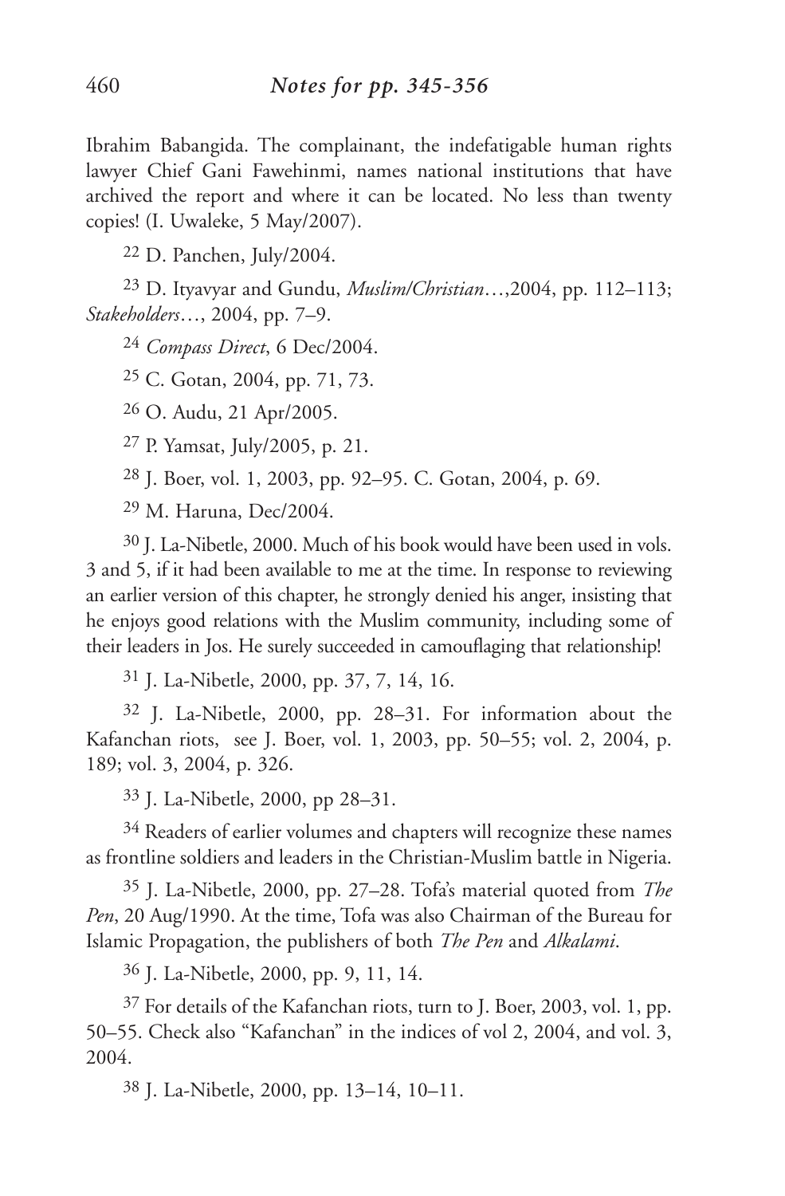Ibrahim Babangida. The complainant, the indefatigable human rights lawyer Chief Gani Fawehinmi, names national institutions that have archived the report and where it can be located. No less than twenty copies! (I. Uwaleke, 5 May/2007).

22 D. Panchen, July/2004.

23 D. Ityavyar and Gundu, *Muslim/Christian*…,2004, pp. 112–113; *Stakeholders*…, 2004, pp. 7–9.

24 *Compass Direct*, 6 Dec/2004.

25 C. Gotan, 2004, pp. 71, 73.

26 O. Audu, 21 Apr/2005.

27 P. Yamsat, July/2005, p. 21.

28 J. Boer, vol. 1, 2003, pp. 92–95. C. Gotan, 2004, p. 69.

29 M. Haruna, Dec/2004.

30 J. La-Nibetle, 2000. Much of his book would have been used in vols. 3 and 5, if it had been available to me at the time. In response to reviewing an earlier version of this chapter, he strongly denied his anger, insisting that he enjoys good relations with the Muslim community, including some of their leaders in Jos. He surely succeeded in camouflaging that relationship!

31 J. La-Nibetle, 2000, pp. 37, 7, 14, 16.

32 J. La-Nibetle, 2000, pp. 28–31. For information about the Kafanchan riots, see J. Boer, vol. 1, 2003, pp. 50–55; vol. 2, 2004, p. 189; vol. 3, 2004, p. 326.

33 J. La-Nibetle, 2000, pp 28–31.

34 Readers of earlier volumes and chapters will recognize these names as frontline soldiers and leaders in the Christian-Muslim battle in Nigeria.

35 J. La-Nibetle, 2000, pp. 27–28. Tofa's material quoted from *The Pen*, 20 Aug/1990. At the time, Tofa was also Chairman of the Bureau for Islamic Propagation, the publishers of both *The Pen* and *Alkalami*.

36 J. La-Nibetle, 2000, pp. 9, 11, 14.

37 For details of the Kafanchan riots, turn to J. Boer, 2003, vol. 1, pp. 50–55. Check also "Kafanchan" in the indices of vol 2, 2004, and vol. 3, 2004.

38 J. La-Nibetle, 2000, pp. 13–14, 10–11.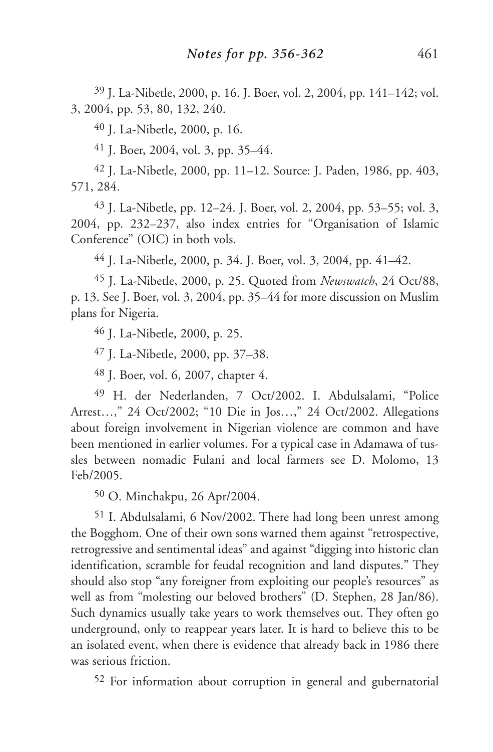[39] J. La-Nibetle, 2000, p. 16. J. Boer, vol. 2, 2004, pp. 141–142; vol. 3, 2004, pp. 53, 80, 132, 240.

[40] J. La-Nibetle, 2000, p. 16.

[41] J. Boer, 2004, vol. 3, pp. 35–44.

[42] J. La-Nibetle, 2000, pp. 11–12. Source: J. Paden, 1986, pp. 403, 571, 284.

[43] J. La-Nibetle, pp. 12–24. J. Boer, vol. 2, 2004, pp. 53–55; vol. 3, 2004, pp. 232–237, also index entries for "Organisation of Islamic Conference" (OIC) in both vols.

[44] J. La-Nibetle, 2000, p. 34. J. Boer, vol. 3, 2004, pp. 41–42.

[45] J. La-Nibetle, 2000, p. 25. Quoted from *Newswatch*, 24 Oct/88, p. 13. See J. Boer, vol. 3, 2004, pp. 35–44 for more discussion on Muslim plans for Nigeria.

[46] J. La-Nibetle, 2000, p. 25.

[47] J. La-Nibetle, 2000, pp. 37–38.

[48] J. Boer, vol. 6, 2007, chapter 4.

[49] H. der Nederlanden, 7 Oct/2002. I. Abdulsalami, "Police Arrest…," 24 Oct/2002; "10 Die in Jos…," 24 Oct/2002. Allegations about foreign involvement in Nigerian violence are common and have been mentioned in earlier volumes. For a typical case in Adamawa of tussles between nomadic Fulani and local farmers see D. Molomo, 13 Feb/2005.

[50] O. Minchakpu, 26 Apr/2004.

[51] I. Abdulsalami, 6 Nov/2002. There had long been unrest among the Bogghom. One of their own sons warned them against "retrospective, retrogressive and sentimental ideas" and against "digging into historic clan identification, scramble for feudal recognition and land disputes." They should also stop "any foreigner from exploiting our people's resources" as well as from "molesting our beloved brothers" (D. Stephen, 28 Jan/86). Such dynamics usually take years to work themselves out. They often go underground, only to reappear years later. It is hard to believe this to be an isolated event, when there is evidence that already back in 1986 there was serious friction.

[52] For information about corruption in general and gubernatorial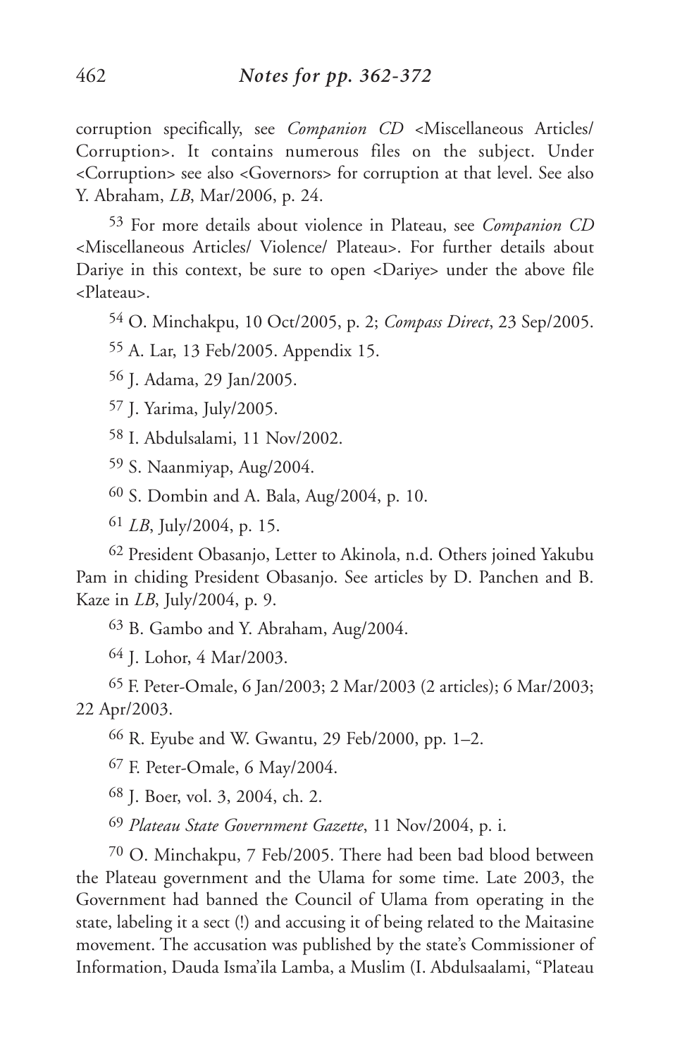corruption specifically, see *Companion CD* <Miscellaneous Articles/ Corruption>. It contains numerous files on the subject. Under <Corruption> see also <Governors> for corruption at that level. See also Y. Abraham, *LB*, Mar/2006, p. 24.

53 For more details about violence in Plateau, see *Companion CD* <Miscellaneous Articles/ Violence/ Plateau>. For further details about Dariye in this context, be sure to open <Dariye> under the above file <Plateau>.

54 O. Minchakpu, 10 Oct/2005, p. 2; *Compass Direct*, 23 Sep/2005.

55 A. Lar, 13 Feb/2005. Appendix 15.

56 J. Adama, 29 Jan/2005.

57 J. Yarima, July/2005.

58 I. Abdulsalami, 11 Nov/2002.

59 S. Naanmiyap, Aug/2004.

60 S. Dombin and A. Bala, Aug/2004, p. 10.

61 *LB*, July/2004, p. 15.

62 President Obasanjo, Letter to Akinola, n.d. Others joined Yakubu Pam in chiding President Obasanjo. See articles by D. Panchen and B. Kaze in *LB*, July/2004, p. 9.

63 B. Gambo and Y. Abraham, Aug/2004.

64 J. Lohor, 4 Mar/2003.

65 F. Peter-Omale, 6 Jan/2003; 2 Mar/2003 (2 articles); 6 Mar/2003; 22 Apr/2003.

66 R. Eyube and W. Gwantu, 29 Feb/2000, pp. 1–2.

67 F. Peter-Omale, 6 May/2004.

68 J. Boer, vol. 3, 2004, ch. 2.

69 *Plateau State Government Gazette*, 11 Nov/2004, p. i.

70 O. Minchakpu, 7 Feb/2005. There had been bad blood between the Plateau government and the Ulama for some time. Late 2003, the Government had banned the Council of Ulama from operating in the state, labeling it a sect (!) and accusing it of being related to the Maitasine movement. The accusation was published by the state's Commissioner of Information, Dauda Isma'ila Lamba, a Muslim (I. Abdulsaalami, "Plateau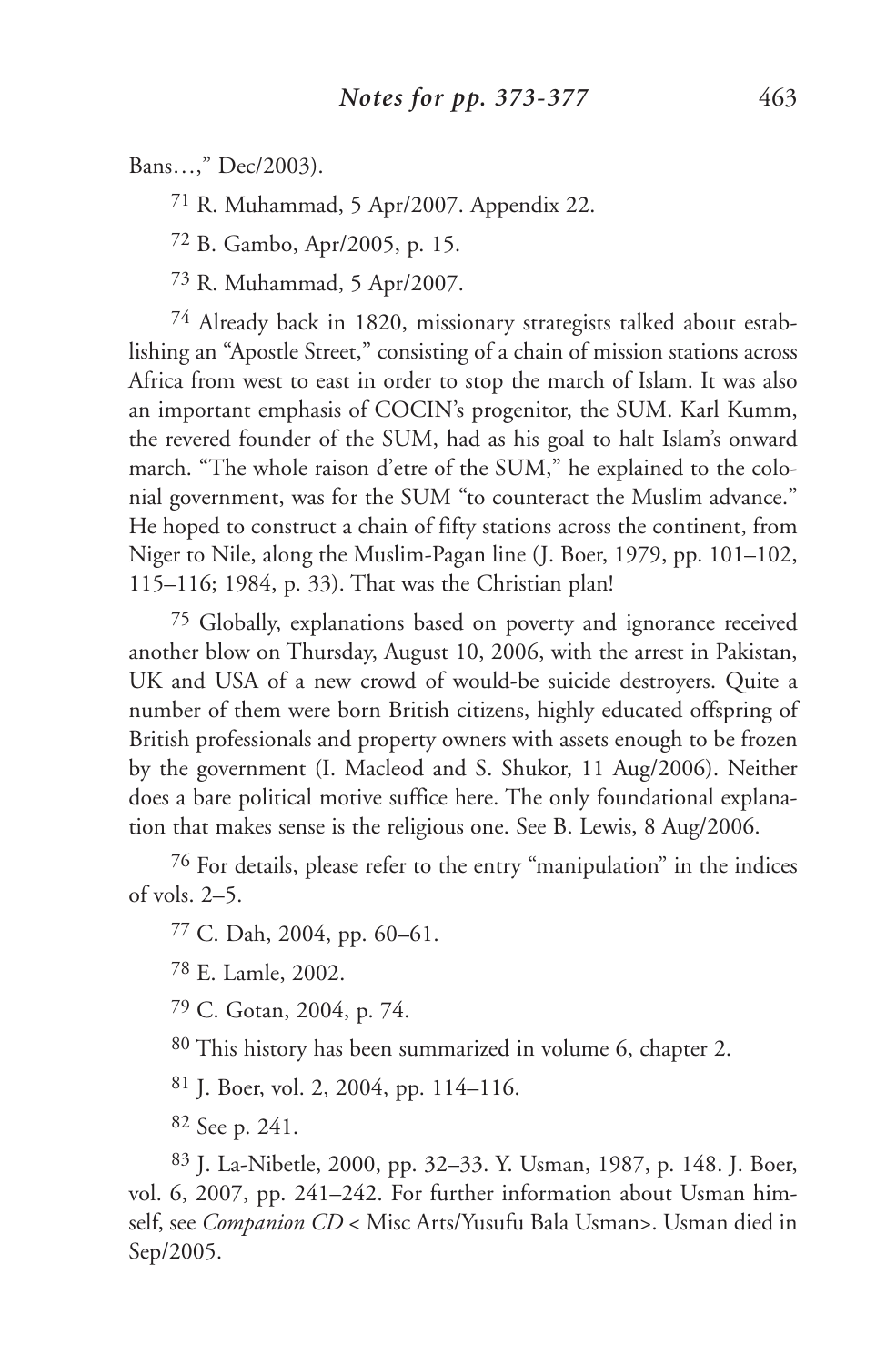Bans…," Dec/2003).

[71] R. Muhammad, 5 Apr/2007. Appendix 22.

[72] B. Gambo, Apr/2005, p. 15.

[73] R. Muhammad, 5 Apr/2007.

[74] Already back in 1820, missionary strategists talked about establishing an "Apostle Street," consisting of a chain of mission stations across Africa from west to east in order to stop the march of Islam. It was also an important emphasis of COCIN's progenitor, the SUM. Karl Kumm, the revered founder of the SUM, had as his goal to halt Islam's onward march. "The whole raison d'etre of the SUM," he explained to the colonial government, was for the SUM "to counteract the Muslim advance." He hoped to construct a chain of fifty stations across the continent, from Niger to Nile, along the Muslim-Pagan line (J. Boer, 1979, pp. 101–102, 115–116; 1984, p. 33). That was the Christian plan!

[75] Globally, explanations based on poverty and ignorance received another blow on Thursday, August 10, 2006, with the arrest in Pakistan, UK and USA of a new crowd of would-be suicide destroyers. Quite a number of them were born British citizens, highly educated offspring of British professionals and property owners with assets enough to be frozen by the government (I. Macleod and S. Shukor, 11 Aug/2006). Neither does a bare political motive suffice here. The only foundational explanation that makes sense is the religious one. See B. Lewis, 8 Aug/2006.

[76] For details, please refer to the entry "manipulation" in the indices of vols. 2–5.

[77] C. Dah, 2004, pp. 60–61.

[78] E. Lamle, 2002.

[79] C. Gotan, 2004, p. 74.

[80] This history has been summarized in volume 6, chapter 2.

[81] J. Boer, vol. 2, 2004, pp. 114–116.

[82] See p. 241.

[83] J. La-Nibetle, 2000, pp. 32–33. Y. Usman, 1987, p. 148. J. Boer, vol. 6, 2007, pp. 241–242. For further information about Usman himself, see *Companion CD* < Misc Arts/Yusufu Bala Usman>. Usman died in Sep/2005.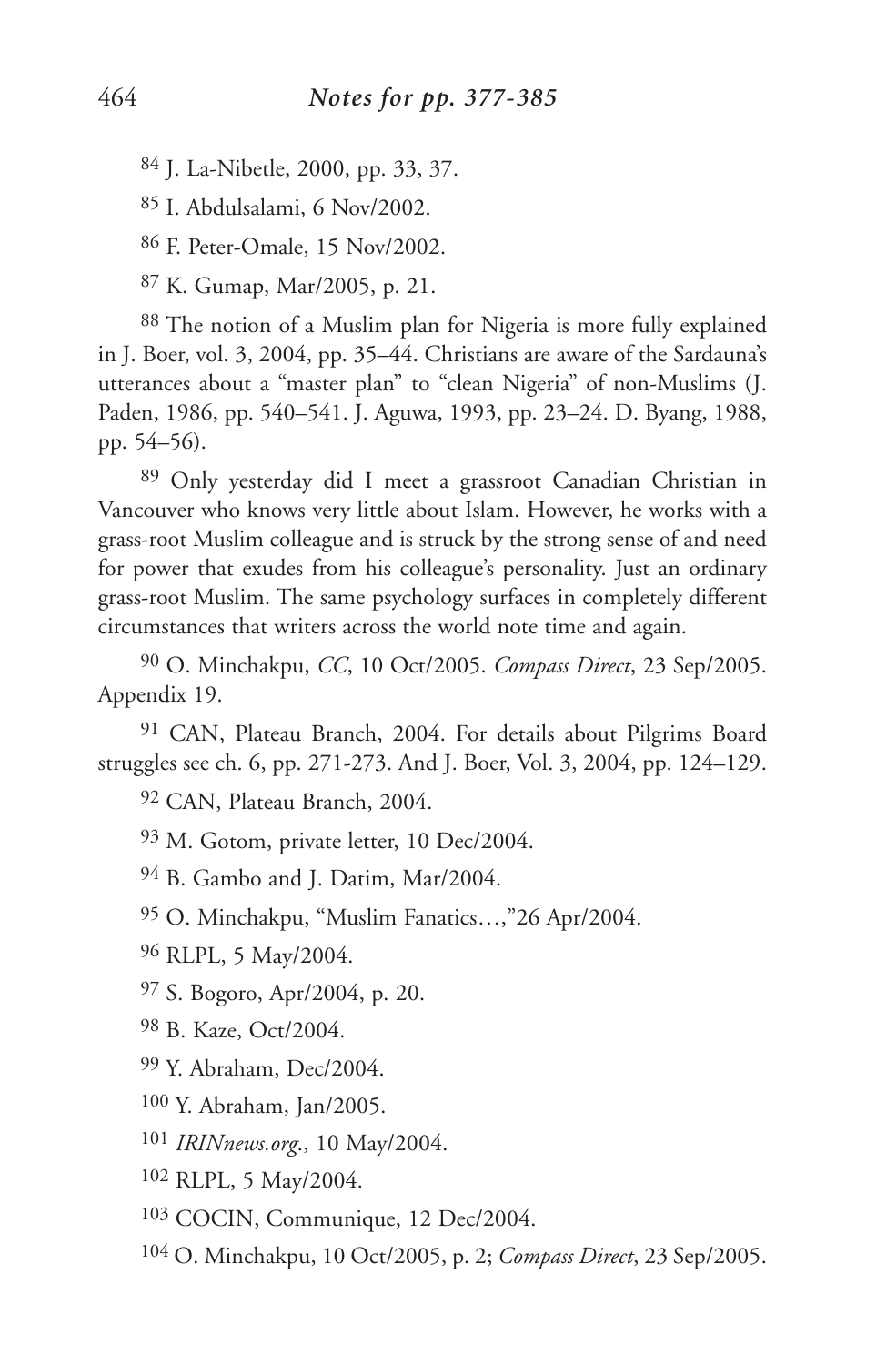## *Notes for pp. 377-385*

[84] J. La-Nibetle, 2000, pp. 33, 37.

[85] I. Abdulsalami, 6 Nov/2002.

[86] F. Peter-Omale, 15 Nov/2002.

[87] K. Gumap, Mar/2005, p. 21.

[88] The notion of a Muslim plan for Nigeria is more fully explained in J. Boer, vol. 3, 2004, pp. 35–44. Christians are aware of the Sardauna's utterances about a "master plan" to "clean Nigeria" of non-Muslims (J. Paden, 1986, pp. 540–541. J. Aguwa, 1993, pp. 23–24. D. Byang, 1988, pp. 54–56).

[89] Only yesterday did I meet a grassroot Canadian Christian in Vancouver who knows very little about Islam. However, he works with a grass-root Muslim colleague and is struck by the strong sense of and need for power that exudes from his colleague's personality. Just an ordinary grass-root Muslim. The same psychology surfaces in completely different circumstances that writers across the world note time and again.

[90] O. Minchakpu, *CC*, 10 Oct/2005. *Compass Direct*, 23 Sep/2005. Appendix 19.

[91] CAN, Plateau Branch, 2004. For details about Pilgrims Board struggles see ch. 6, pp. 271-273. And J. Boer, Vol. 3, 2004, pp. 124–129.

[92] CAN, Plateau Branch, 2004.

[93] M. Gotom, private letter, 10 Dec/2004.

[94] B. Gambo and J. Datim, Mar/2004.

[95] O. Minchakpu, "Muslim Fanatics…,"26 Apr/2004.

[96] RLPL, 5 May/2004.

[97] S. Bogoro, Apr/2004, p. 20.

[98] B. Kaze, Oct/2004.

[99] Y. Abraham, Dec/2004.

[100] Y. Abraham, Jan/2005.

[101] *IRINnews.org*., 10 May/2004.

[102] RLPL, 5 May/2004.

[103] COCIN, Communique, 12 Dec/2004.

[104] O. Minchakpu, 10 Oct/2005, p. 2; *Compass Direct*, 23 Sep/2005.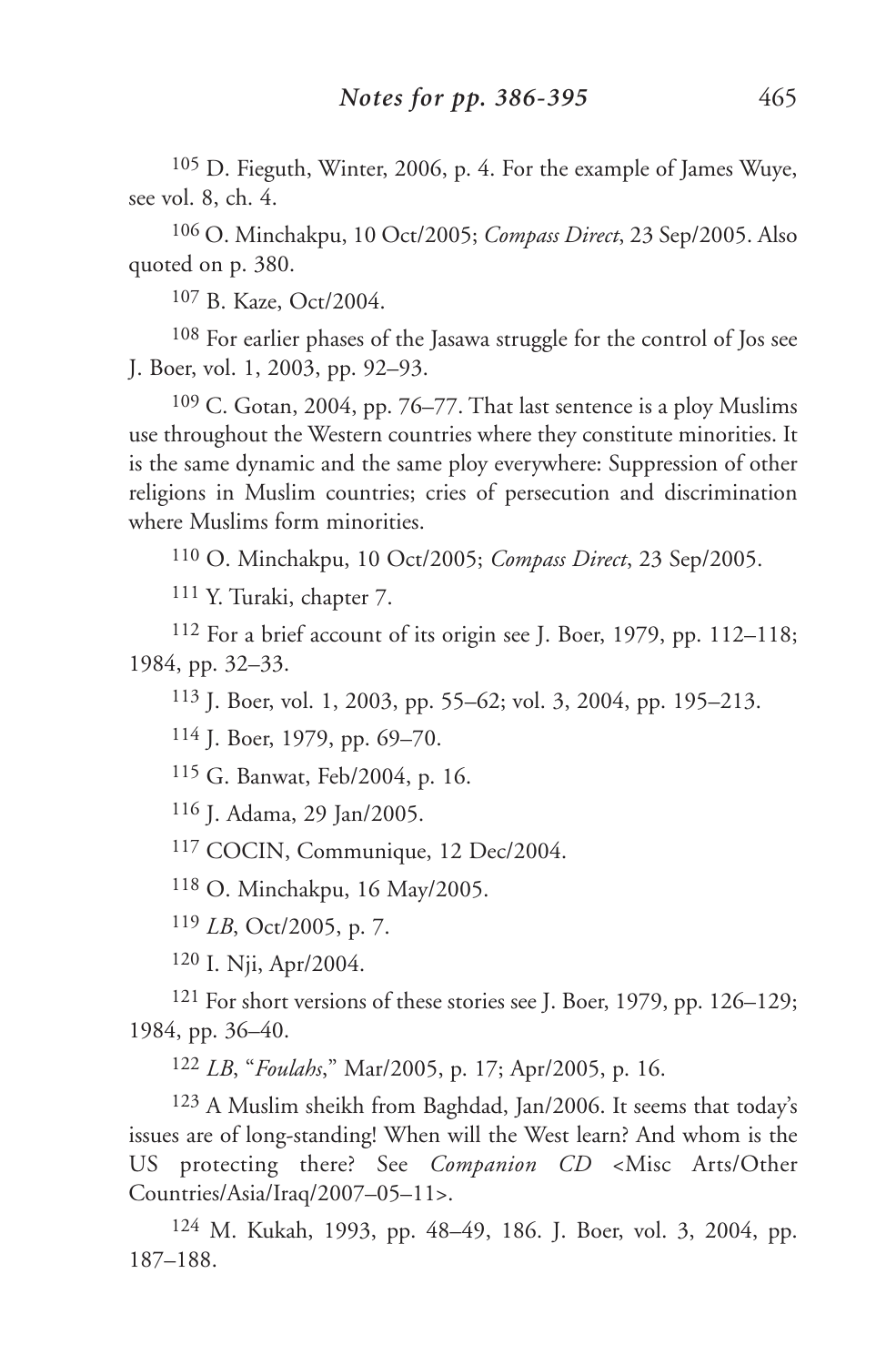## *Notes for pp. 386-395*

105 D. Fieguth, Winter, 2006, p. 4. For the example of James Wuye, see vol. 8, ch. 4.

106 O. Minchakpu, 10 Oct/2005; *Compass Direct*, 23 Sep/2005. Also quoted on p. 380.

107 B. Kaze, Oct/2004.

108 For earlier phases of the Jasawa struggle for the control of Jos see J. Boer, vol. 1, 2003, pp. 92–93.

109 C. Gotan, 2004, pp. 76–77. That last sentence is a ploy Muslims use throughout the Western countries where they constitute minorities. It is the same dynamic and the same ploy everywhere: Suppression of other religions in Muslim countries; cries of persecution and discrimination where Muslims form minorities.

110 O. Minchakpu, 10 Oct/2005; *Compass Direct*, 23 Sep/2005.

111 Y. Turaki, chapter 7.

112 For a brief account of its origin see J. Boer, 1979, pp. 112–118; 1984, pp. 32–33.

113 J. Boer, vol. 1, 2003, pp. 55–62; vol. 3, 2004, pp. 195–213.

114 J. Boer, 1979, pp. 69–70.

115 G. Banwat, Feb/2004, p. 16.

116 J. Adama, 29 Jan/2005.

117 COCIN, Communique, 12 Dec/2004.

118 O. Minchakpu, 16 May/2005.

119 *LB*, Oct/2005, p. 7.

120 I. Nji, Apr/2004.

121 For short versions of these stories see J. Boer, 1979, pp. 126–129; 1984, pp. 36–40.

122 *LB*, "*Foulahs*," Mar/2005, p. 17; Apr/2005, p. 16.

123 A Muslim sheikh from Baghdad, Jan/2006. It seems that today's issues are of long-standing! When will the West learn? And whom is the US protecting there? See *Companion CD* <Misc Arts/Other Countries/Asia/Iraq/2007–05–11>.

124 M. Kukah, 1993, pp. 48–49, 186. J. Boer, vol. 3, 2004, pp. 187–188.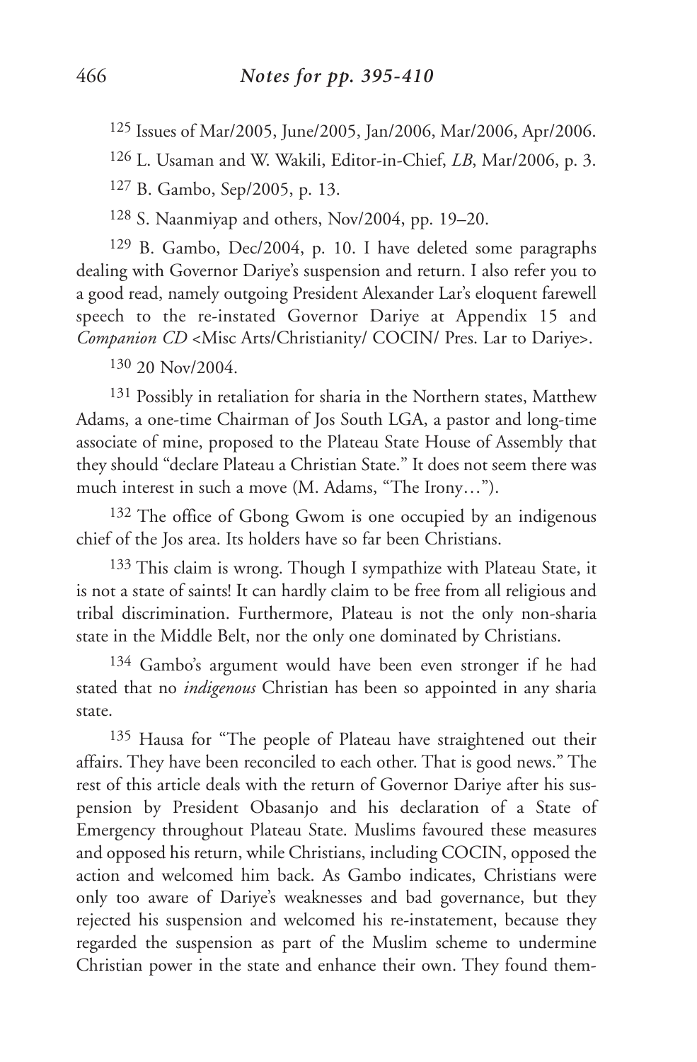[125] Issues of Mar/2005, June/2005, Jan/2006, Mar/2006, Apr/2006.

[126] L. Usaman and W. Wakili, Editor-in-Chief, *LB*, Mar/2006, p. 3.

[127] B. Gambo, Sep/2005, p. 13.

[128] S. Naanmiyap and others, Nov/2004, pp. 19–20.

[129] B. Gambo, Dec/2004, p. 10. I have deleted some paragraphs dealing with Governor Dariye's suspension and return. I also refer you to a good read, namely outgoing President Alexander Lar's eloquent farewell speech to the re-instated Governor Dariye at Appendix 15 and *Companion CD* <Misc Arts/Christianity/ COCIN/ Pres. Lar to Dariye>.

[130] 20 Nov/2004.

[131] Possibly in retaliation for sharia in the Northern states, Matthew Adams, a one-time Chairman of Jos South LGA, a pastor and long-time associate of mine, proposed to the Plateau State House of Assembly that they should "declare Plateau a Christian State." It does not seem there was much interest in such a move (M. Adams, "The Irony…").

[132] The office of Gbong Gwom is one occupied by an indigenous chief of the Jos area. Its holders have so far been Christians.

[133] This claim is wrong. Though I sympathize with Plateau State, it is not a state of saints! It can hardly claim to be free from all religious and tribal discrimination. Furthermore, Plateau is not the only non-sharia state in the Middle Belt, nor the only one dominated by Christians.

[134] Gambo's argument would have been even stronger if he had stated that no *indigenous* Christian has been so appointed in any sharia state.

[135] Hausa for "The people of Plateau have straightened out their affairs. They have been reconciled to each other. That is good news." The rest of this article deals with the return of Governor Dariye after his suspension by President Obasanjo and his declaration of a State of Emergency throughout Plateau State. Muslims favoured these measures and opposed his return, while Christians, including COCIN, opposed the action and welcomed him back. As Gambo indicates, Christians were only too aware of Dariye's weaknesses and bad governance, but they rejected his suspension and welcomed his re-instatement, because they regarded the suspension as part of the Muslim scheme to undermine Christian power in the state and enhance their own. They found them-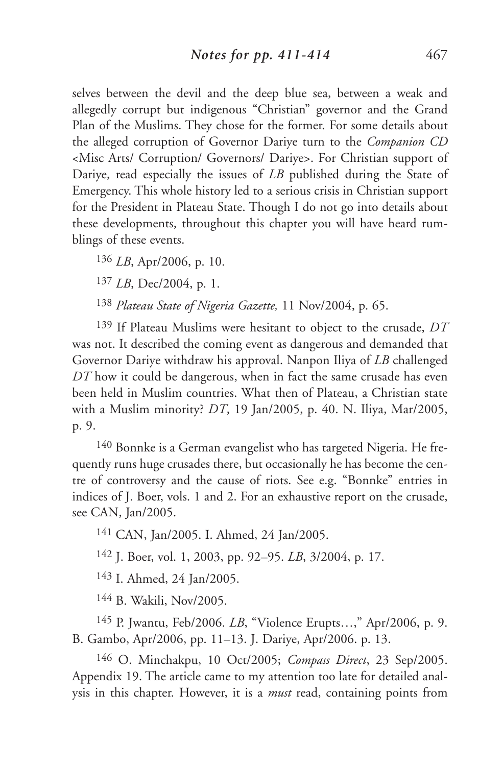selves between the devil and the deep blue sea, between a weak and allegedly corrupt but indigenous "Christian" governor and the Grand Plan of the Muslims. They chose for the former. For some details about the alleged corruption of Governor Dariye turn to the *Companion CD* <Misc Arts/ Corruption/ Governors/ Dariye>. For Christian support of Dariye, read especially the issues of *LB* published during the State of Emergency. This whole history led to a serious crisis in Christian support for the President in Plateau State. Though I do not go into details about these developments, throughout this chapter you will have heard rumblings of these events.

136 *LB*, Apr/2006, p. 10.

137 *LB*, Dec/2004, p. 1.

138 *Plateau State of Nigeria Gazette,* 11 Nov/2004, p. 65.

139 If Plateau Muslims were hesitant to object to the crusade, *DT* was not. It described the coming event as dangerous and demanded that Governor Dariye withdraw his approval. Nanpon Iliya of *LB* challenged *DT* how it could be dangerous, when in fact the same crusade has even been held in Muslim countries. What then of Plateau, a Christian state with a Muslim minority? *DT*, 19 Jan/2005, p. 40. N. Iliya, Mar/2005, p. 9.

140 Bonnke is a German evangelist who has targeted Nigeria. He frequently runs huge crusades there, but occasionally he has become the centre of controversy and the cause of riots. See e.g. "Bonnke" entries in indices of J. Boer, vols. 1 and 2. For an exhaustive report on the crusade, see CAN, Jan/2005.

141 CAN, Jan/2005. I. Ahmed, 24 Jan/2005.

142 J. Boer, vol. 1, 2003, pp. 92–95. *LB*, 3/2004, p. 17.

143 I. Ahmed, 24 Jan/2005.

144 B. Wakili, Nov/2005.

145 P. Jwantu, Feb/2006. *LB*, "Violence Erupts…," Apr/2006, p. 9. B. Gambo, Apr/2006, pp. 11–13. J. Dariye, Apr/2006. p. 13.

146 O. Minchakpu, 10 Oct/2005; *Compass Direct*, 23 Sep/2005. Appendix 19. The article came to my attention too late for detailed analysis in this chapter. However, it is a *must* read, containing points from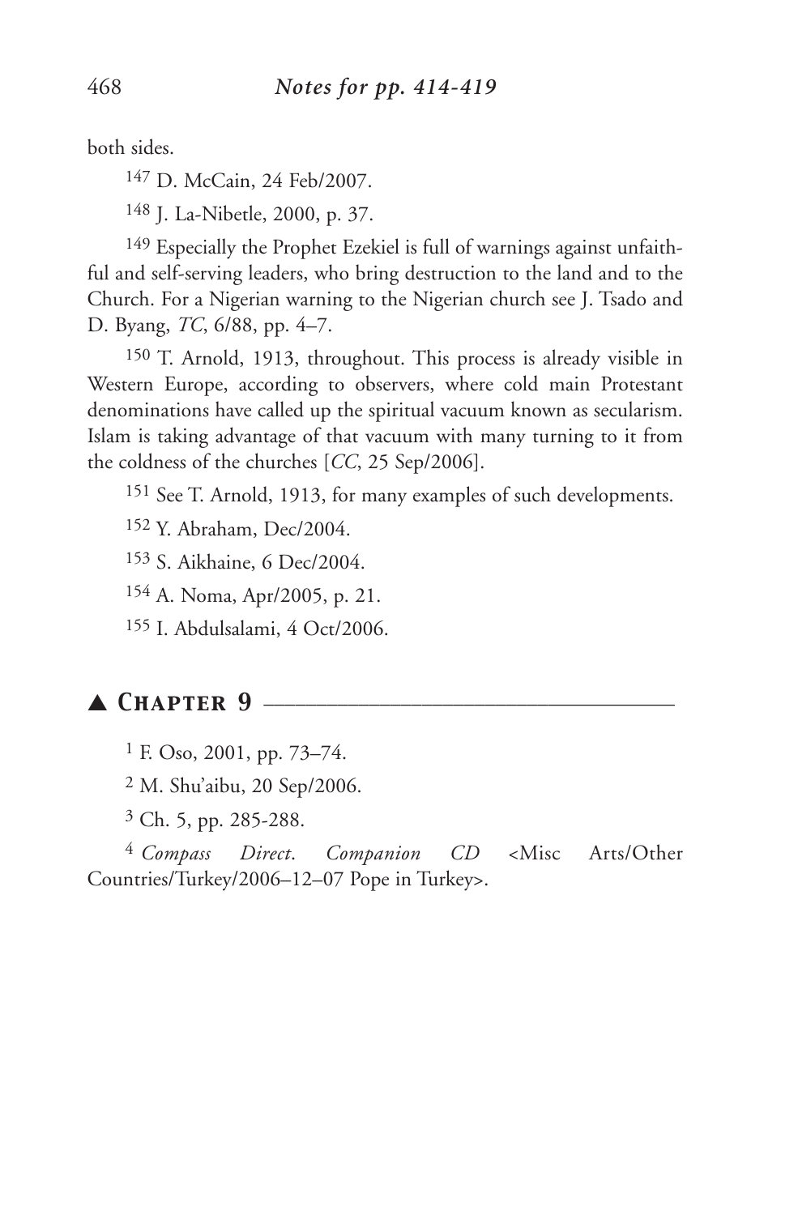both sides.

[147] D. McCain, 24 Feb/2007.

[148] J. La-Nibetle, 2000, p. 37.

[149] Especially the Prophet Ezekiel is full of warnings against unfaithful and self-serving leaders, who bring destruction to the land and to the Church. For a Nigerian warning to the Nigerian church see J. Tsado and D. Byang, *TC*, 6/88, pp. 4–7.

[150] T. Arnold, 1913, throughout. This process is already visible in Western Europe, according to observers, where cold main Protestant denominations have called up the spiritual vacuum known as secularism. Islam is taking advantage of that vacuum with many turning to it from the coldness of the churches [*CC*, 25 Sep/2006].

[151] See T. Arnold, 1913, for many examples of such developments.

[152] Y. Abraham, Dec/2004.

[153] S. Aikhaine, 6 Dec/2004.

[154] A. Noma, Apr/2005, p. 21.

[155] I. Abdulsalami, 4 Oct/2006.

## ▲ *Chapter 9*

[1] F. Oso, 2001, pp. 73–74.

[2] M. Shu'aibu, 20 Sep/2006.

[3] Ch. 5, pp. 285-288.

[4] *Compass Direct*. *Companion CD* <Misc Arts/Other Countries/Turkey/2006–12–07 Pope in Turkey>.